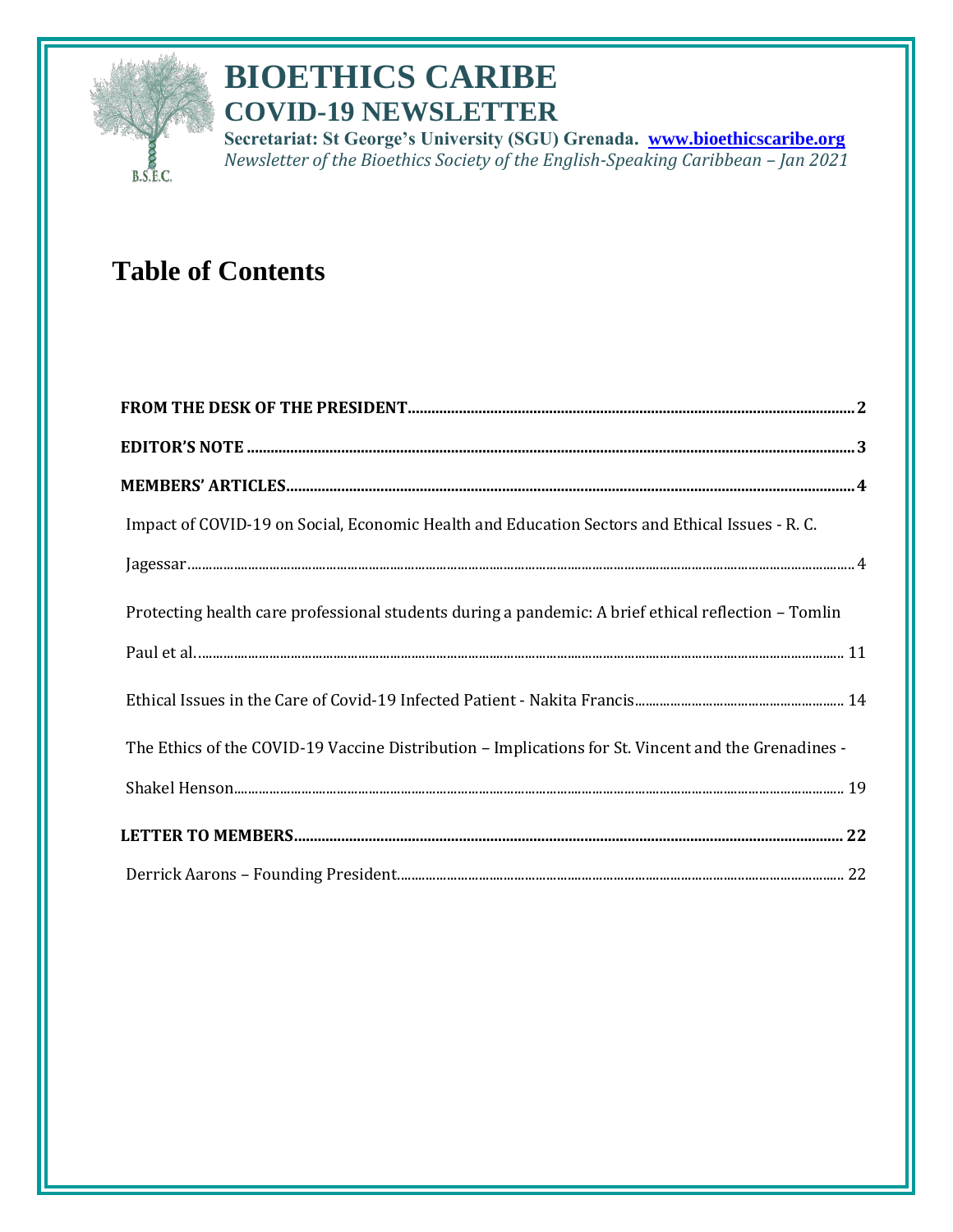# BIOETHICS CARIBE
## COVID-19 NEWSLETTER

**Secretariat: St George's University (SGU) Grenada. www.bioethicscaribe.org**

*Newsletter of the Bioethics Society of the English-Speaking Caribbean – Jan 2021*

B.S.E.C.

# Table of Contents

**FROM THE DESK OF THE PRESIDENT** .......... 2

**EDITOR'S NOTE** .......... 3

**MEMBERS' ARTICLES** .......... 4

- Impact of COVID-19 on Social, Economic Health and Education Sectors and Ethical Issues - R. C. Jagessar .......... 4
- Protecting health care professional students during a pandemic: A brief ethical reflection – Tomlin Paul et al. .......... 11
- Ethical Issues in the Care of Covid-19 Infected Patient - Nakita Francis .......... 14
- The Ethics of the COVID-19 Vaccine Distribution – Implications for St. Vincent and the Grenadines - Shakel Henson .......... 19

**LETTER TO MEMBERS** .......... 22

- Derrick Aarons – Founding President .......... 22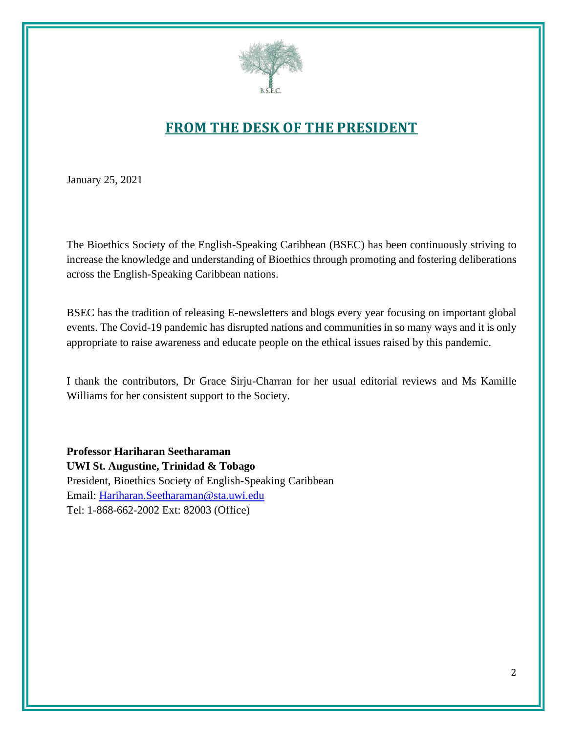B.S.E.C.

# FROM THE DESK OF THE PRESIDENT

January 25, 2021

The Bioethics Society of the English-Speaking Caribbean (BSEC) has been continuously striving to increase the knowledge and understanding of Bioethics through promoting and fostering deliberations across the English-Speaking Caribbean nations.

BSEC has the tradition of releasing E-newsletters and blogs every year focusing on important global events. The Covid-19 pandemic has disrupted nations and communities in so many ways and it is only appropriate to raise awareness and educate people on the ethical issues raised by this pandemic.

I thank the contributors, Dr Grace Sirju-Charran for her usual editorial reviews and Ms Kamille Williams for her consistent support to the Society.

**Professor Hariharan Seetharaman**
**UWI St. Augustine, Trinidad & Tobago**
President, Bioethics Society of English-Speaking Caribbean
Email: Hariharan.Seetharaman@sta.uwi.edu
Tel: 1-868-662-2002 Ext: 82003 (Office)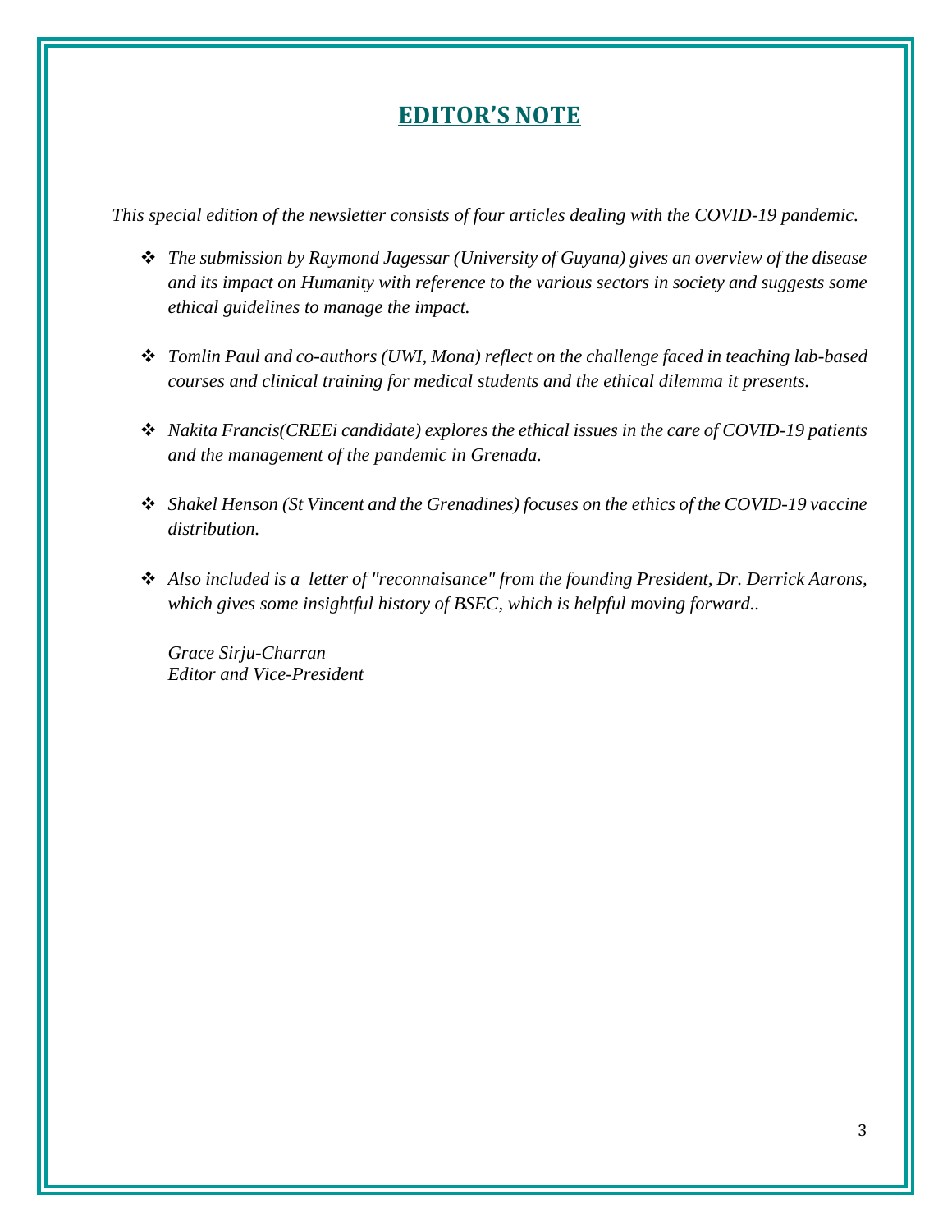# EDITOR'S NOTE

*This special edition of the newsletter consists of four articles dealing with the COVID-19 pandemic.*

- *The submission by Raymond Jagessar (University of Guyana) gives an overview of the disease and its impact on Humanity with reference to the various sectors in society and suggests some ethical guidelines to manage the impact.*

- *Tomlin Paul and co-authors (UWI, Mona) reflect on the challenge faced in teaching lab-based courses and clinical training for medical students and the ethical dilemma it presents.*

- *Nakita Francis(CREEi candidate) explores the ethical issues in the care of COVID-19 patients and the management of the pandemic in Grenada.*

- *Shakel Henson (St Vincent and the Grenadines) focuses on the ethics of the COVID-19 vaccine distribution.*

- *Also included is a letter of "reconnaisance" from the founding President, Dr. Derrick Aarons, which gives some insightful history of BSEC, which is helpful moving forward..*

*Grace Sirju-Charran*
*Editor and Vice-President*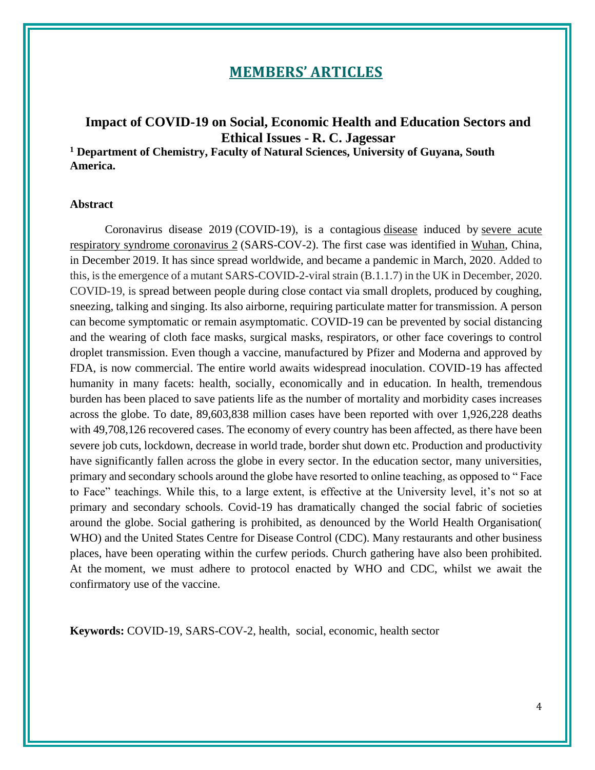## MEMBERS' ARTICLES

### Impact of COVID-19 on Social, Economic Health and Education Sectors and Ethical Issues - R. C. Jagessar

**[1] Department of Chemistry, Faculty of Natural Sciences, University of Guyana, South America.**

#### Abstract

Coronavirus disease 2019 (COVID-19), is a contagious disease induced by severe acute respiratory syndrome coronavirus 2 (SARS-COV-2). The first case was identified in Wuhan, China, in December 2019. It has since spread worldwide, and became a pandemic in March, 2020. Added to this, is the emergence of a mutant SARS-COVID-2-viral strain (B.1.1.7) in the UK in December, 2020. COVID-19, is spread between people during close contact via small droplets, produced by coughing, sneezing, talking and singing. Its also airborne, requiring particulate matter for transmission. A person can become symptomatic or remain asymptomatic. COVID-19 can be prevented by social distancing and the wearing of cloth face masks, surgical masks, respirators, or other face coverings to control droplet transmission. Even though a vaccine, manufactured by Pfizer and Moderna and approved by FDA, is now commercial. The entire world awaits widespread inoculation. COVID-19 has affected humanity in many facets: health, socially, economically and in education. In health, tremendous burden has been placed to save patients life as the number of mortality and morbidity cases increases across the globe. To date, 89,603,838 million cases have been reported with over 1,926,228 deaths with 49,708,126 recovered cases. The economy of every country has been affected, as there have been severe job cuts, lockdown, decrease in world trade, border shut down etc. Production and productivity have significantly fallen across the globe in every sector. In the education sector, many universities, primary and secondary schools around the globe have resorted to online teaching, as opposed to " Face to Face" teachings. While this, to a large extent, is effective at the University level, it's not so at primary and secondary schools. Covid-19 has dramatically changed the social fabric of societies around the globe. Social gathering is prohibited, as denounced by the World Health Organisation( WHO) and the United States Centre for Disease Control (CDC). Many restaurants and other business places, have been operating within the curfew periods. Church gathering have also been prohibited. At the moment, we must adhere to protocol enacted by WHO and CDC, whilst we await the confirmatory use of the vaccine.

**Keywords:** COVID-19, SARS-COV-2, health, social, economic, health sector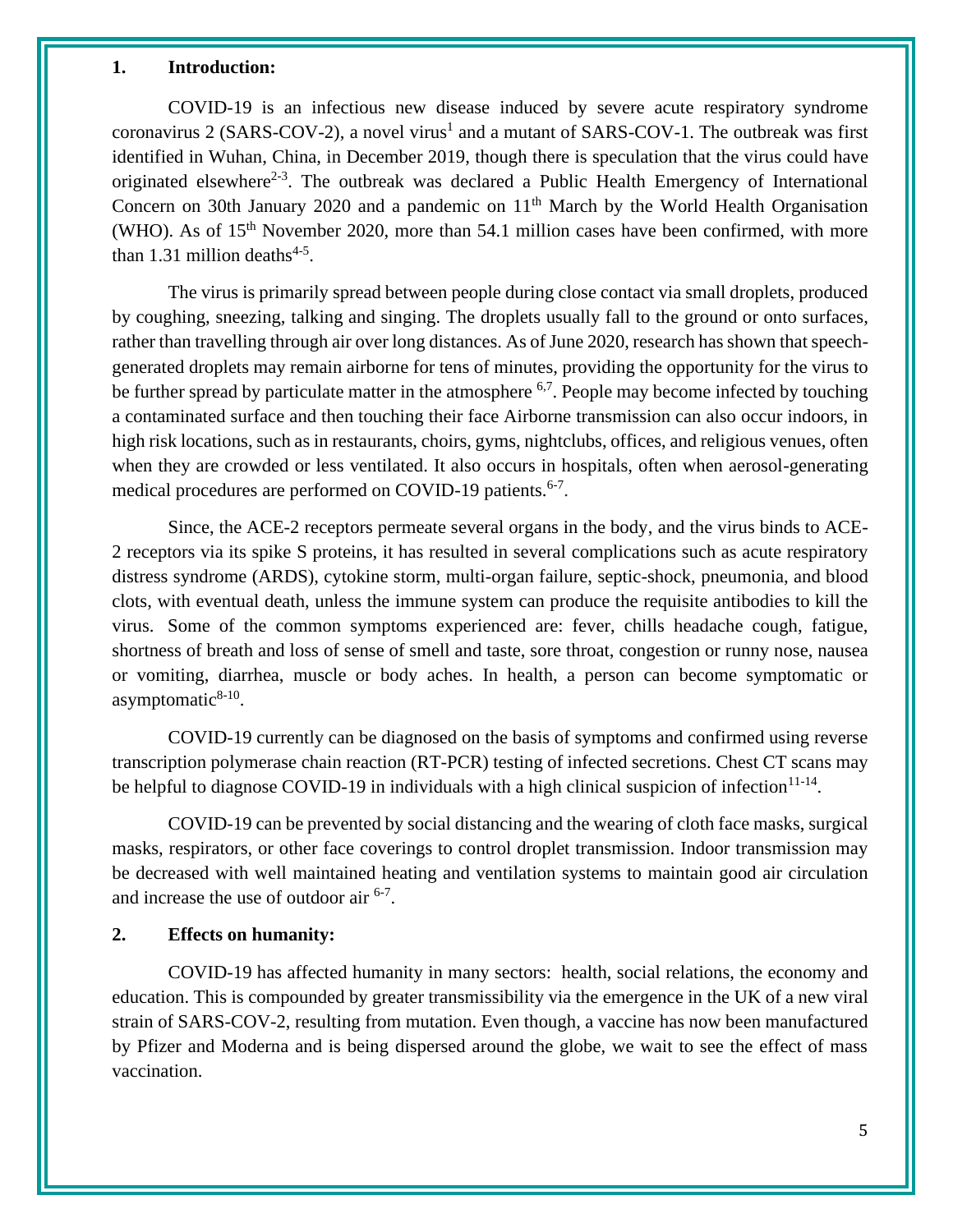## 1. Introduction:

COVID-19 is an infectious new disease induced by severe acute respiratory syndrome coronavirus 2 (SARS-COV-2), a novel virus[1] and a mutant of SARS-COV-1. The outbreak was first identified in Wuhan, China, in December 2019, though there is speculation that the virus could have originated elsewhere[2-3]. The outbreak was declared a Public Health Emergency of International Concern on 30th January 2020 and a pandemic on 11th March by the World Health Organisation (WHO). As of 15th November 2020, more than 54.1 million cases have been confirmed, with more than 1.31 million deaths[4-5].

The virus is primarily spread between people during close contact via small droplets, produced by coughing, sneezing, talking and singing. The droplets usually fall to the ground or onto surfaces, rather than travelling through air over long distances. As of June 2020, research has shown that speech-generated droplets may remain airborne for tens of minutes, providing the opportunity for the virus to be further spread by particulate matter in the atmosphere [6,7]. People may become infected by touching a contaminated surface and then touching their face Airborne transmission can also occur indoors, in high risk locations, such as in restaurants, choirs, gyms, nightclubs, offices, and religious venues, often when they are crowded or less ventilated. It also occurs in hospitals, often when aerosol-generating medical procedures are performed on COVID-19 patients.[6-7].

Since, the ACE-2 receptors permeate several organs in the body, and the virus binds to ACE-2 receptors via its spike S proteins, it has resulted in several complications such as acute respiratory distress syndrome (ARDS), cytokine storm, multi-organ failure, septic-shock, pneumonia, and blood clots, with eventual death, unless the immune system can produce the requisite antibodies to kill the virus. Some of the common symptoms experienced are: fever, chills headache cough, fatigue, shortness of breath and loss of sense of smell and taste, sore throat, congestion or runny nose, nausea or vomiting, diarrhea, muscle or body aches. In health, a person can become symptomatic or asymptomatic[8-10].

COVID-19 currently can be diagnosed on the basis of symptoms and confirmed using reverse transcription polymerase chain reaction (RT-PCR) testing of infected secretions. Chest CT scans may be helpful to diagnose COVID-19 in individuals with a high clinical suspicion of infection[11-14].

COVID-19 can be prevented by social distancing and the wearing of cloth face masks, surgical masks, respirators, or other face coverings to control droplet transmission. Indoor transmission may be decreased with well maintained heating and ventilation systems to maintain good air circulation and increase the use of outdoor air [6-7].

## 2. Effects on humanity:

COVID-19 has affected humanity in many sectors: health, social relations, the economy and education. This is compounded by greater transmissibility via the emergence in the UK of a new viral strain of SARS-COV-2, resulting from mutation. Even though, a vaccine has now been manufactured by Pfizer and Moderna and is being dispersed around the globe, we wait to see the effect of mass vaccination.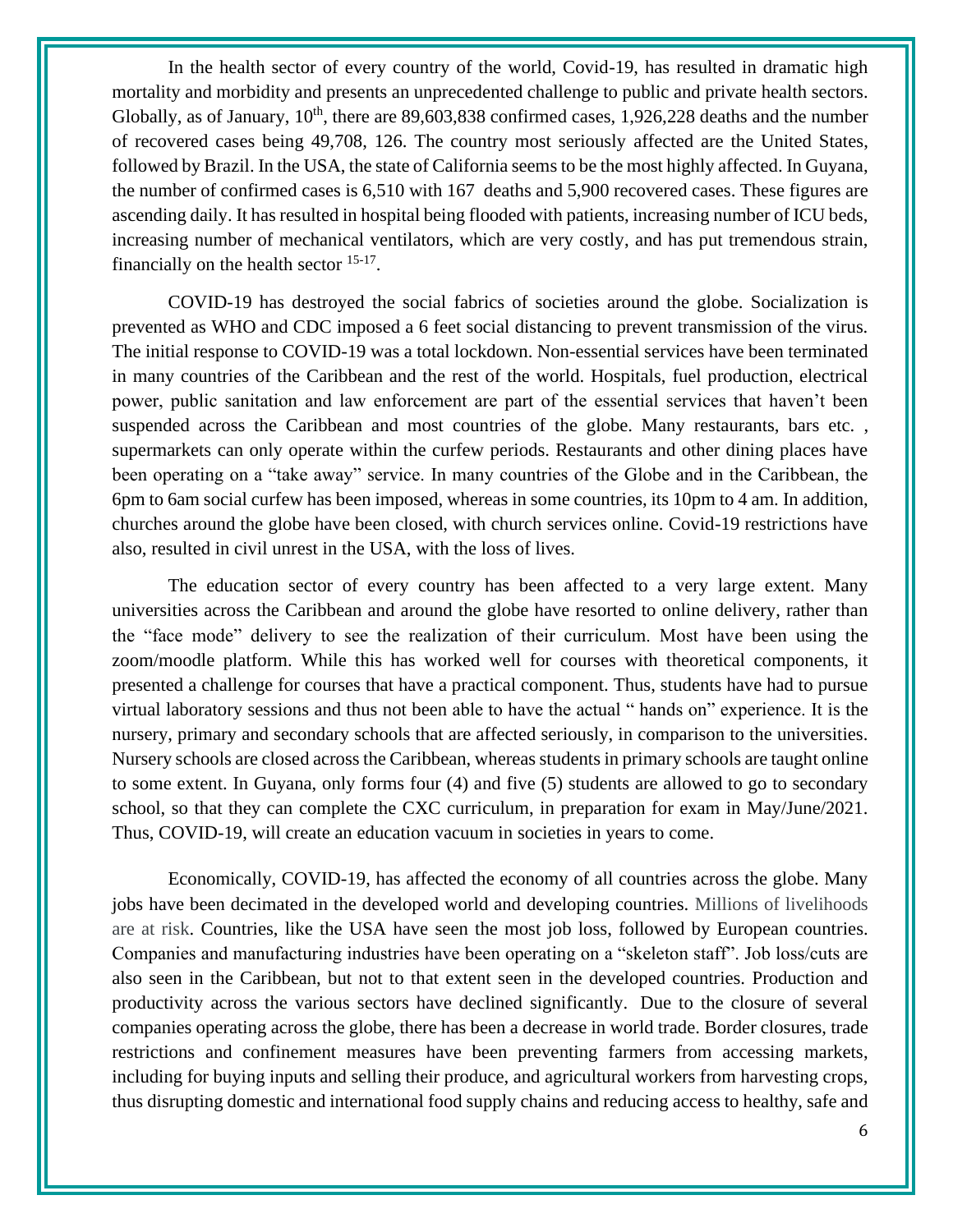In the health sector of every country of the world, Covid-19, has resulted in dramatic high mortality and morbidity and presents an unprecedented challenge to public and private health sectors. Globally, as of January, 10th, there are 89,603,838 confirmed cases, 1,926,228 deaths and the number of recovered cases being 49,708, 126. The country most seriously affected are the United States, followed by Brazil. In the USA, the state of California seems to be the most highly affected. In Guyana, the number of confirmed cases is 6,510 with 167 deaths and 5,900 recovered cases. These figures are ascending daily. It has resulted in hospital being flooded with patients, increasing number of ICU beds, increasing number of mechanical ventilators, which are very costly, and has put tremendous strain, financially on the health sector [15-17].

COVID-19 has destroyed the social fabrics of societies around the globe. Socialization is prevented as WHO and CDC imposed a 6 feet social distancing to prevent transmission of the virus. The initial response to COVID-19 was a total lockdown. Non-essential services have been terminated in many countries of the Caribbean and the rest of the world. Hospitals, fuel production, electrical power, public sanitation and law enforcement are part of the essential services that haven't been suspended across the Caribbean and most countries of the globe. Many restaurants, bars etc. , supermarkets can only operate within the curfew periods. Restaurants and other dining places have been operating on a "take away" service. In many countries of the Globe and in the Caribbean, the 6pm to 6am social curfew has been imposed, whereas in some countries, its 10pm to 4 am. In addition, churches around the globe have been closed, with church services online. Covid-19 restrictions have also, resulted in civil unrest in the USA, with the loss of lives.

The education sector of every country has been affected to a very large extent. Many universities across the Caribbean and around the globe have resorted to online delivery, rather than the "face mode" delivery to see the realization of their curriculum. Most have been using the zoom/moodle platform. While this has worked well for courses with theoretical components, it presented a challenge for courses that have a practical component. Thus, students have had to pursue virtual laboratory sessions and thus not been able to have the actual " hands on" experience. It is the nursery, primary and secondary schools that are affected seriously, in comparison to the universities. Nursery schools are closed across the Caribbean, whereas students in primary schools are taught online to some extent. In Guyana, only forms four (4) and five (5) students are allowed to go to secondary school, so that they can complete the CXC curriculum, in preparation for exam in May/June/2021. Thus, COVID-19, will create an education vacuum in societies in years to come.

Economically, COVID-19, has affected the economy of all countries across the globe. Many jobs have been decimated in the developed world and developing countries. Millions of livelihoods are at risk. Countries, like the USA have seen the most job loss, followed by European countries. Companies and manufacturing industries have been operating on a "skeleton staff". Job loss/cuts are also seen in the Caribbean, but not to that extent seen in the developed countries. Production and productivity across the various sectors have declined significantly. Due to the closure of several companies operating across the globe, there has been a decrease in world trade. Border closures, trade restrictions and confinement measures have been preventing farmers from accessing markets, including for buying inputs and selling their produce, and agricultural workers from harvesting crops, thus disrupting domestic and international food supply chains and reducing access to healthy, safe and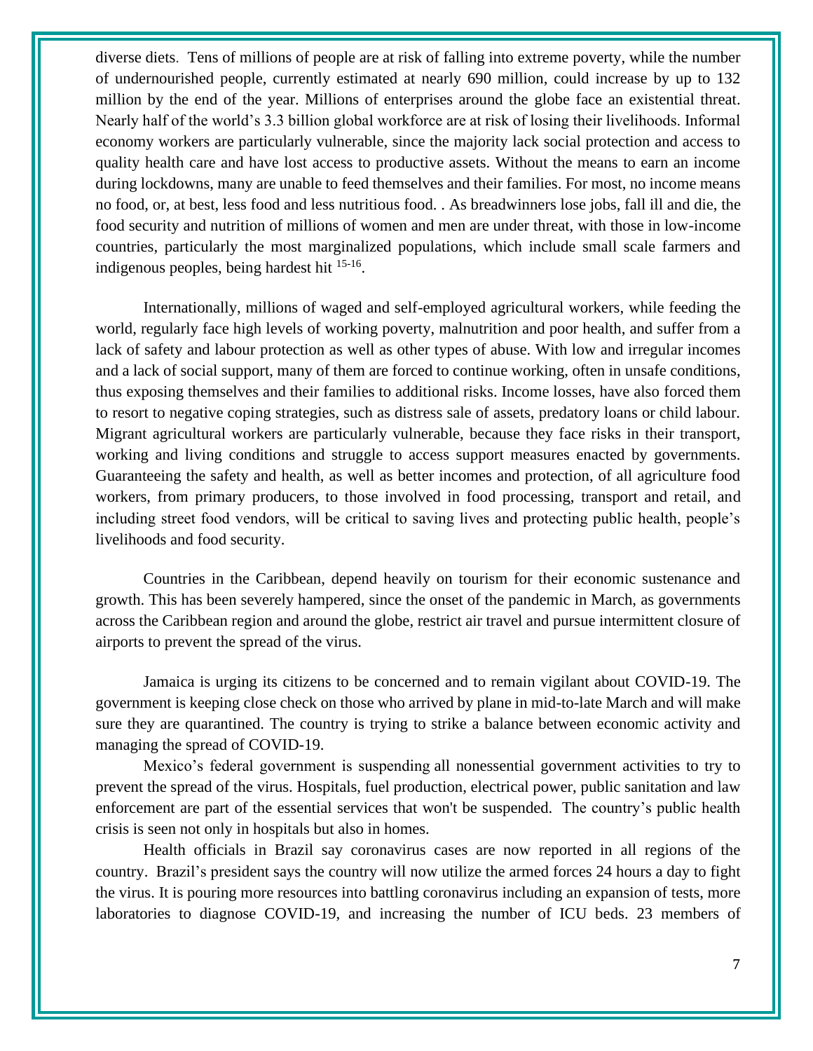diverse diets. Tens of millions of people are at risk of falling into extreme poverty, while the number of undernourished people, currently estimated at nearly 690 million, could increase by up to 132 million by the end of the year. Millions of enterprises around the globe face an existential threat. Nearly half of the world's 3.3 billion global workforce are at risk of losing their livelihoods. Informal economy workers are particularly vulnerable, since the majority lack social protection and access to quality health care and have lost access to productive assets. Without the means to earn an income during lockdowns, many are unable to feed themselves and their families. For most, no income means no food, or, at best, less food and less nutritious food. . As breadwinners lose jobs, fall ill and die, the food security and nutrition of millions of women and men are under threat, with those in low-income countries, particularly the most marginalized populations, which include small scale farmers and indigenous peoples, being hardest hit [15-16].

Internationally, millions of waged and self-employed agricultural workers, while feeding the world, regularly face high levels of working poverty, malnutrition and poor health, and suffer from a lack of safety and labour protection as well as other types of abuse. With low and irregular incomes and a lack of social support, many of them are forced to continue working, often in unsafe conditions, thus exposing themselves and their families to additional risks. Income losses, have also forced them to resort to negative coping strategies, such as distress sale of assets, predatory loans or child labour. Migrant agricultural workers are particularly vulnerable, because they face risks in their transport, working and living conditions and struggle to access support measures enacted by governments. Guaranteeing the safety and health, as well as better incomes and protection, of all agriculture food workers, from primary producers, to those involved in food processing, transport and retail, and including street food vendors, will be critical to saving lives and protecting public health, people's livelihoods and food security.

Countries in the Caribbean, depend heavily on tourism for their economic sustenance and growth. This has been severely hampered, since the onset of the pandemic in March, as governments across the Caribbean region and around the globe, restrict air travel and pursue intermittent closure of airports to prevent the spread of the virus.

Jamaica is urging its citizens to be concerned and to remain vigilant about COVID-19. The government is keeping close check on those who arrived by plane in mid-to-late March and will make sure they are quarantined. The country is trying to strike a balance between economic activity and managing the spread of COVID-19.

Mexico's federal government is suspending all nonessential government activities to try to prevent the spread of the virus. Hospitals, fuel production, electrical power, public sanitation and law enforcement are part of the essential services that won't be suspended. The country's public health crisis is seen not only in hospitals but also in homes.

Health officials in Brazil say coronavirus cases are now reported in all regions of the country. Brazil's president says the country will now utilize the armed forces 24 hours a day to fight the virus. It is pouring more resources into battling coronavirus including an expansion of tests, more laboratories to diagnose COVID-19, and increasing the number of ICU beds. 23 members of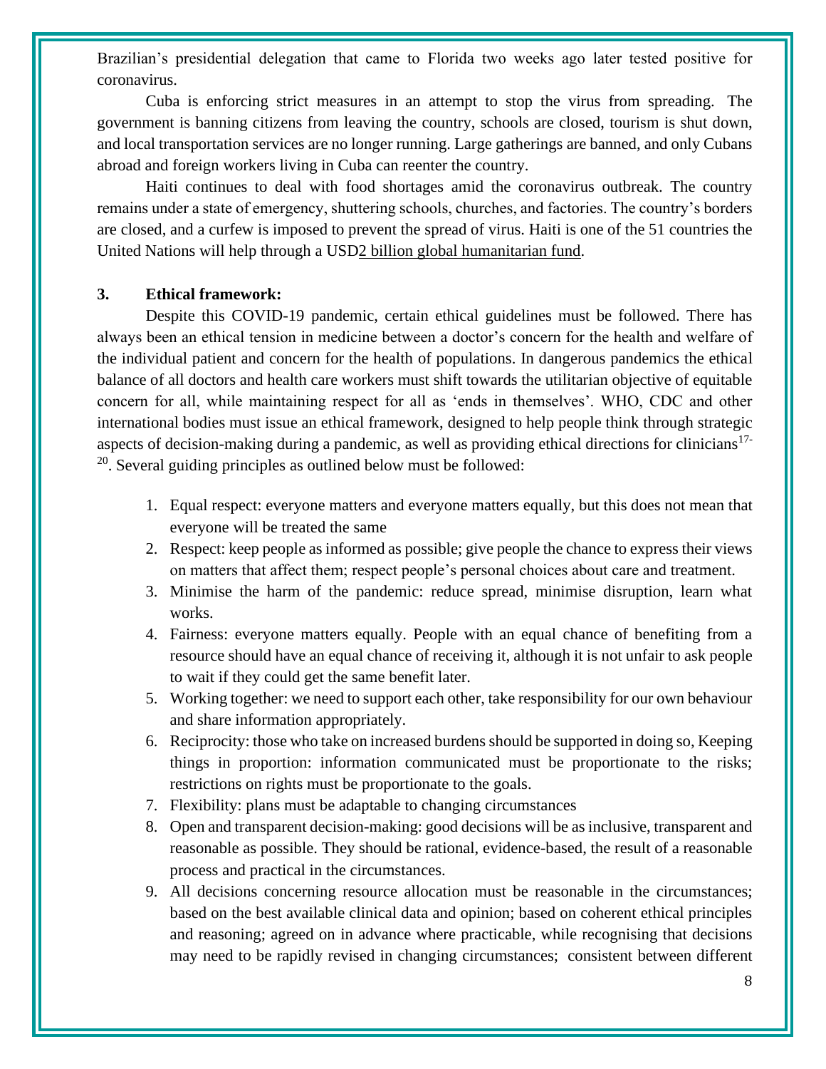Brazilian's presidential delegation that came to Florida two weeks ago later tested positive for coronavirus.

Cuba is enforcing strict measures in an attempt to stop the virus from spreading. The government is banning citizens from leaving the country, schools are closed, tourism is shut down, and local transportation services are no longer running. Large gatherings are banned, and only Cubans abroad and foreign workers living in Cuba can reenter the country.

Haiti continues to deal with food shortages amid the coronavirus outbreak. The country remains under a state of emergency, shuttering schools, churches, and factories. The country's borders are closed, and a curfew is imposed to prevent the spread of virus. Haiti is one of the 51 countries the United Nations will help through a USD2 billion global humanitarian fund.

## 3. Ethical framework:

Despite this COVID-19 pandemic, certain ethical guidelines must be followed. There has always been an ethical tension in medicine between a doctor's concern for the health and welfare of the individual patient and concern for the health of populations. In dangerous pandemics the ethical balance of all doctors and health care workers must shift towards the utilitarian objective of equitable concern for all, while maintaining respect for all as 'ends in themselves'. WHO, CDC and other international bodies must issue an ethical framework, designed to help people think through strategic aspects of decision-making during a pandemic, as well as providing ethical directions for clinicians[17-20]. Several guiding principles as outlined below must be followed:

1. Equal respect: everyone matters and everyone matters equally, but this does not mean that everyone will be treated the same
2. Respect: keep people as informed as possible; give people the chance to express their views on matters that affect them; respect people's personal choices about care and treatment.
3. Minimise the harm of the pandemic: reduce spread, minimise disruption, learn what works.
4. Fairness: everyone matters equally. People with an equal chance of benefiting from a resource should have an equal chance of receiving it, although it is not unfair to ask people to wait if they could get the same benefit later.
5. Working together: we need to support each other, take responsibility for our own behaviour and share information appropriately.
6. Reciprocity: those who take on increased burdens should be supported in doing so, Keeping things in proportion: information communicated must be proportionate to the risks; restrictions on rights must be proportionate to the goals.
7. Flexibility: plans must be adaptable to changing circumstances
8. Open and transparent decision-making: good decisions will be as inclusive, transparent and reasonable as possible. They should be rational, evidence-based, the result of a reasonable process and practical in the circumstances.
9. All decisions concerning resource allocation must be reasonable in the circumstances; based on the best available clinical data and opinion; based on coherent ethical principles and reasoning; agreed on in advance where practicable, while recognising that decisions may need to be rapidly revised in changing circumstances; consistent between different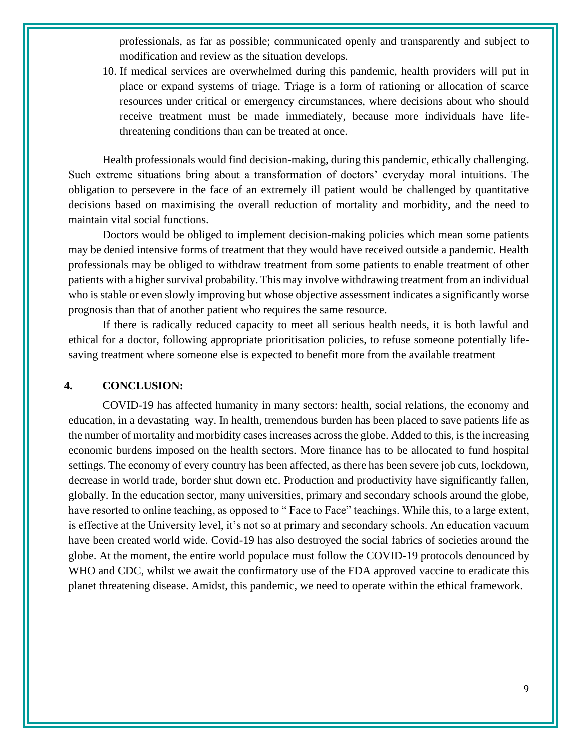professionals, as far as possible; communicated openly and transparently and subject to modification and review as the situation develops.

10. If medical services are overwhelmed during this pandemic, health providers will put in place or expand systems of triage. Triage is a form of rationing or allocation of scarce resources under critical or emergency circumstances, where decisions about who should receive treatment must be made immediately, because more individuals have life-threatening conditions than can be treated at once.

Health professionals would find decision-making, during this pandemic, ethically challenging. Such extreme situations bring about a transformation of doctors' everyday moral intuitions. The obligation to persevere in the face of an extremely ill patient would be challenged by quantitative decisions based on maximising the overall reduction of mortality and morbidity, and the need to maintain vital social functions.

Doctors would be obliged to implement decision-making policies which mean some patients may be denied intensive forms of treatment that they would have received outside a pandemic. Health professionals may be obliged to withdraw treatment from some patients to enable treatment of other patients with a higher survival probability. This may involve withdrawing treatment from an individual who is stable or even slowly improving but whose objective assessment indicates a significantly worse prognosis than that of another patient who requires the same resource.

If there is radically reduced capacity to meet all serious health needs, it is both lawful and ethical for a doctor, following appropriate prioritisation policies, to refuse someone potentially life-saving treatment where someone else is expected to benefit more from the available treatment

## 4. CONCLUSION:

COVID-19 has affected humanity in many sectors: health, social relations, the economy and education, in a devastating way. In health, tremendous burden has been placed to save patients life as the number of mortality and morbidity cases increases across the globe. Added to this, is the increasing economic burdens imposed on the health sectors. More finance has to be allocated to fund hospital settings. The economy of every country has been affected, as there has been severe job cuts, lockdown, decrease in world trade, border shut down etc. Production and productivity have significantly fallen, globally. In the education sector, many universities, primary and secondary schools around the globe, have resorted to online teaching, as opposed to " Face to Face" teachings. While this, to a large extent, is effective at the University level, it's not so at primary and secondary schools. An education vacuum have been created world wide. Covid-19 has also destroyed the social fabrics of societies around the globe. At the moment, the entire world populace must follow the COVID-19 protocols denounced by WHO and CDC, whilst we await the confirmatory use of the FDA approved vaccine to eradicate this planet threatening disease. Amidst, this pandemic, we need to operate within the ethical framework.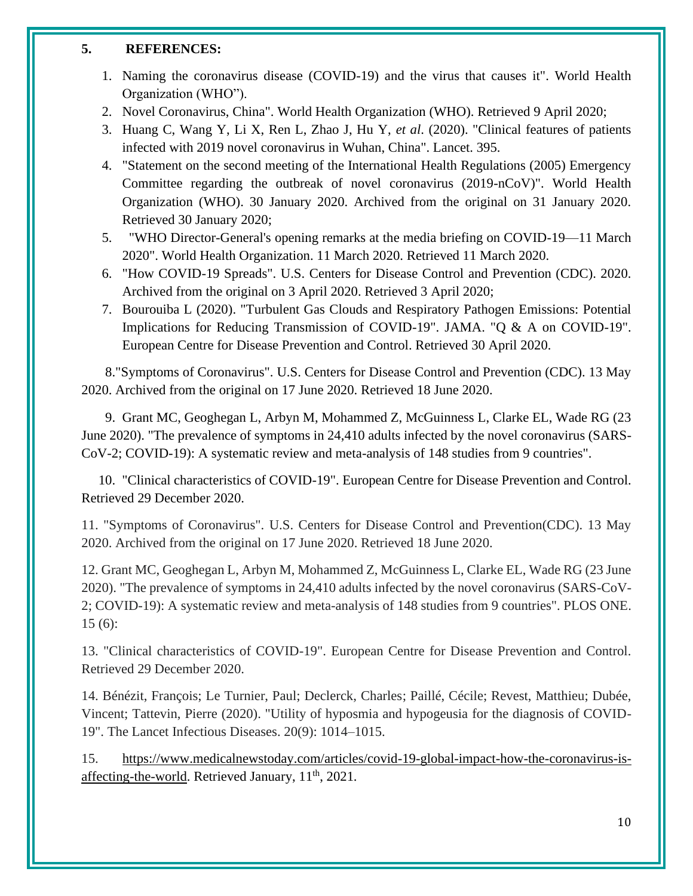## 5. REFERENCES:

1. Naming the coronavirus disease (COVID-19) and the virus that causes it". World Health Organization (WHO").
2. Novel Coronavirus, China". World Health Organization (WHO). Retrieved 9 April 2020;
3. Huang C, Wang Y, Li X, Ren L, Zhao J, Hu Y, *et al.* (2020). "Clinical features of patients infected with 2019 novel coronavirus in Wuhan, China". Lancet. 395.
4. "Statement on the second meeting of the International Health Regulations (2005) Emergency Committee regarding the outbreak of novel coronavirus (2019-nCoV)". World Health Organization (WHO). 30 January 2020. Archived from the original on 31 January 2020. Retrieved 30 January 2020;
5. "WHO Director-General's opening remarks at the media briefing on COVID-19—11 March 2020". World Health Organization. 11 March 2020. Retrieved 11 March 2020.
6. "How COVID-19 Spreads". U.S. Centers for Disease Control and Prevention (CDC). 2020. Archived from the original on 3 April 2020. Retrieved 3 April 2020;
7. Bourouiba L (2020). "Turbulent Gas Clouds and Respiratory Pathogen Emissions: Potential Implications for Reducing Transmission of COVID-19". JAMA. "Q & A on COVID-19". European Centre for Disease Prevention and Control. Retrieved 30 April 2020.

8."Symptoms of Coronavirus". U.S. Centers for Disease Control and Prevention (CDC). 13 May 2020. Archived from the original on 17 June 2020. Retrieved 18 June 2020.

9. Grant MC, Geoghegan L, Arbyn M, Mohammed Z, McGuinness L, Clarke EL, Wade RG (23 June 2020). "The prevalence of symptoms in 24,410 adults infected by the novel coronavirus (SARS-CoV-2; COVID-19): A systematic review and meta-analysis of 148 studies from 9 countries".

10. "Clinical characteristics of COVID-19". European Centre for Disease Prevention and Control. Retrieved 29 December 2020.

11. "Symptoms of Coronavirus". U.S. Centers for Disease Control and Prevention(CDC). 13 May 2020. Archived from the original on 17 June 2020. Retrieved 18 June 2020.

12. Grant MC, Geoghegan L, Arbyn M, Mohammed Z, McGuinness L, Clarke EL, Wade RG (23 June 2020). "The prevalence of symptoms in 24,410 adults infected by the novel coronavirus (SARS-CoV-2; COVID-19): A systematic review and meta-analysis of 148 studies from 9 countries". PLOS ONE. 15 (6):

13. "Clinical characteristics of COVID-19". European Centre for Disease Prevention and Control. Retrieved 29 December 2020.

14. Bénézit, François; Le Turnier, Paul; Declerck, Charles; Paillé, Cécile; Revest, Matthieu; Dubée, Vincent; Tattevin, Pierre (2020). "Utility of hyposmia and hypogeusia for the diagnosis of COVID-19". The Lancet Infectious Diseases. 20(9): 1014–1015.

15. https://www.medicalnewstoday.com/articles/covid-19-global-impact-how-the-coronavirus-is-affecting-the-world. Retrieved January, 11th, 2021.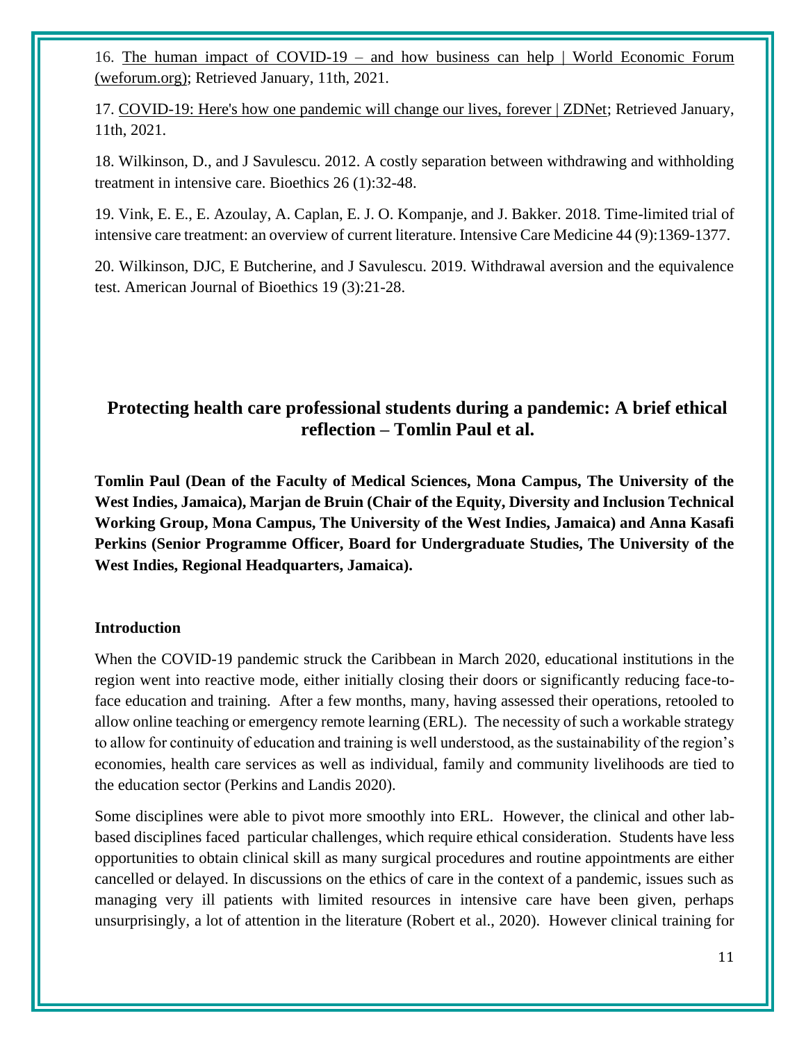16. The human impact of COVID-19 – and how business can help | World Economic Forum (weforum.org); Retrieved January, 11th, 2021.

17. COVID-19: Here's how one pandemic will change our lives, forever | ZDNet; Retrieved January, 11th, 2021.

18. Wilkinson, D., and J Savulescu. 2012. A costly separation between withdrawing and withholding treatment in intensive care. Bioethics 26 (1):32-48.

19. Vink, E. E., E. Azoulay, A. Caplan, E. J. O. Kompanje, and J. Bakker. 2018. Time-limited trial of intensive care treatment: an overview of current literature. Intensive Care Medicine 44 (9):1369-1377.

20. Wilkinson, DJC, E Butcherine, and J Savulescu. 2019. Withdrawal aversion and the equivalence test. American Journal of Bioethics 19 (3):21-28.

## Protecting health care professional students during a pandemic: A brief ethical reflection – Tomlin Paul et al.

**Tomlin Paul (Dean of the Faculty of Medical Sciences, Mona Campus, The University of the West Indies, Jamaica), Marjan de Bruin (Chair of the Equity, Diversity and Inclusion Technical Working Group, Mona Campus, The University of the West Indies, Jamaica) and Anna Kasafi Perkins (Senior Programme Officer, Board for Undergraduate Studies, The University of the West Indies, Regional Headquarters, Jamaica).**

### Introduction

When the COVID-19 pandemic struck the Caribbean in March 2020, educational institutions in the region went into reactive mode, either initially closing their doors or significantly reducing face-to-face education and training. After a few months, many, having assessed their operations, retooled to allow online teaching or emergency remote learning (ERL). The necessity of such a workable strategy to allow for continuity of education and training is well understood, as the sustainability of the region's economies, health care services as well as individual, family and community livelihoods are tied to the education sector (Perkins and Landis 2020).

Some disciplines were able to pivot more smoothly into ERL. However, the clinical and other lab-based disciplines faced particular challenges, which require ethical consideration. Students have less opportunities to obtain clinical skill as many surgical procedures and routine appointments are either cancelled or delayed. In discussions on the ethics of care in the context of a pandemic, issues such as managing very ill patients with limited resources in intensive care have been given, perhaps unsurprisingly, a lot of attention in the literature (Robert et al., 2020). However clinical training for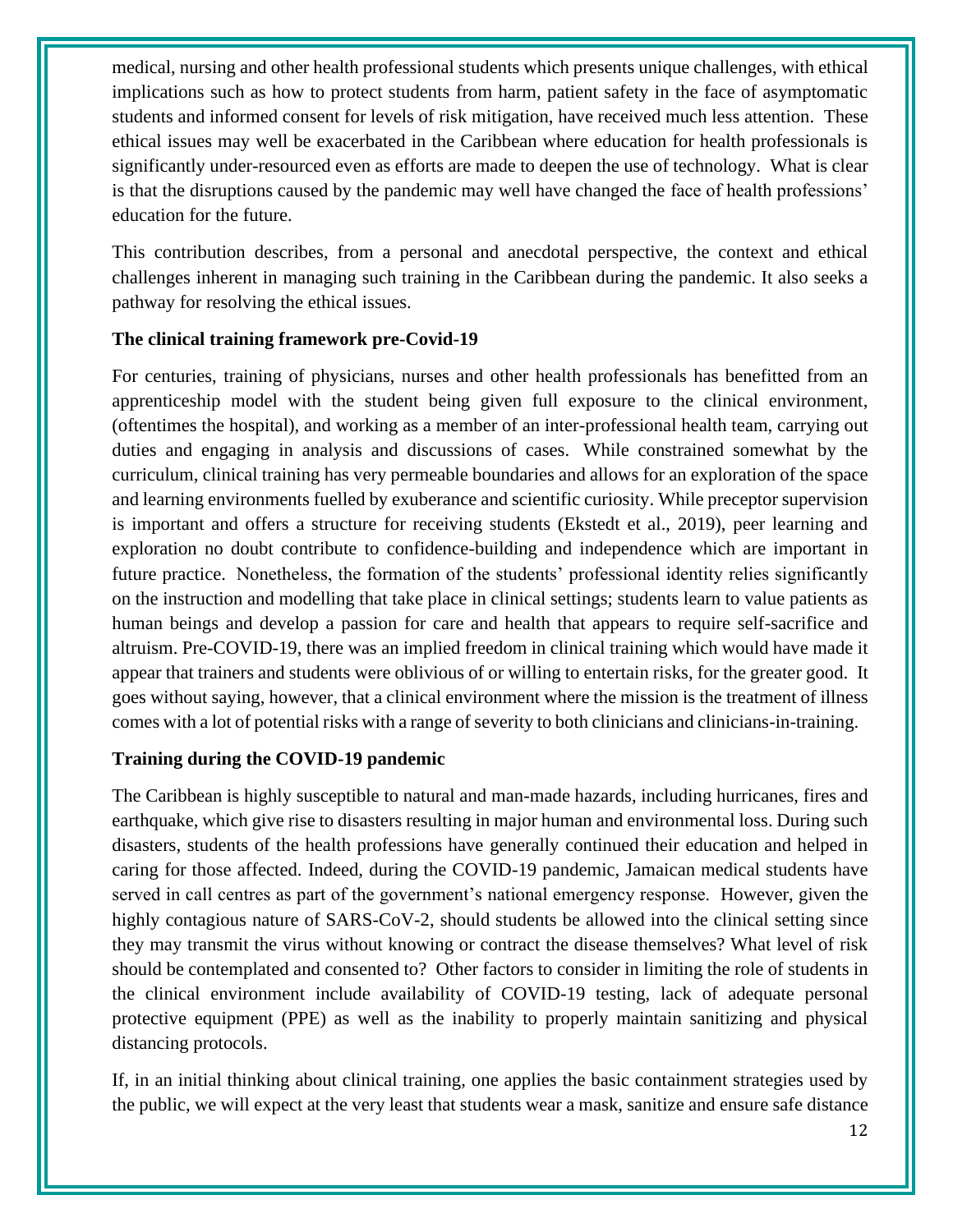medical, nursing and other health professional students which presents unique challenges, with ethical implications such as how to protect students from harm, patient safety in the face of asymptomatic students and informed consent for levels of risk mitigation, have received much less attention. These ethical issues may well be exacerbated in the Caribbean where education for health professionals is significantly under-resourced even as efforts are made to deepen the use of technology. What is clear is that the disruptions caused by the pandemic may well have changed the face of health professions' education for the future.

This contribution describes, from a personal and anecdotal perspective, the context and ethical challenges inherent in managing such training in the Caribbean during the pandemic. It also seeks a pathway for resolving the ethical issues.

**The clinical training framework pre-Covid-19**

For centuries, training of physicians, nurses and other health professionals has benefitted from an apprenticeship model with the student being given full exposure to the clinical environment, (oftentimes the hospital), and working as a member of an inter-professional health team, carrying out duties and engaging in analysis and discussions of cases. While constrained somewhat by the curriculum, clinical training has very permeable boundaries and allows for an exploration of the space and learning environments fuelled by exuberance and scientific curiosity. While preceptor supervision is important and offers a structure for receiving students (Ekstedt et al., 2019), peer learning and exploration no doubt contribute to confidence-building and independence which are important in future practice. Nonetheless, the formation of the students' professional identity relies significantly on the instruction and modelling that take place in clinical settings; students learn to value patients as human beings and develop a passion for care and health that appears to require self-sacrifice and altruism. Pre-COVID-19, there was an implied freedom in clinical training which would have made it appear that trainers and students were oblivious of or willing to entertain risks, for the greater good. It goes without saying, however, that a clinical environment where the mission is the treatment of illness comes with a lot of potential risks with a range of severity to both clinicians and clinicians-in-training.

**Training during the COVID-19 pandemic**

The Caribbean is highly susceptible to natural and man-made hazards, including hurricanes, fires and earthquake, which give rise to disasters resulting in major human and environmental loss. During such disasters, students of the health professions have generally continued their education and helped in caring for those affected. Indeed, during the COVID-19 pandemic, Jamaican medical students have served in call centres as part of the government's national emergency response. However, given the highly contagious nature of SARS-CoV-2, should students be allowed into the clinical setting since they may transmit the virus without knowing or contract the disease themselves? What level of risk should be contemplated and consented to? Other factors to consider in limiting the role of students in the clinical environment include availability of COVID-19 testing, lack of adequate personal protective equipment (PPE) as well as the inability to properly maintain sanitizing and physical distancing protocols.

If, in an initial thinking about clinical training, one applies the basic containment strategies used by the public, we will expect at the very least that students wear a mask, sanitize and ensure safe distance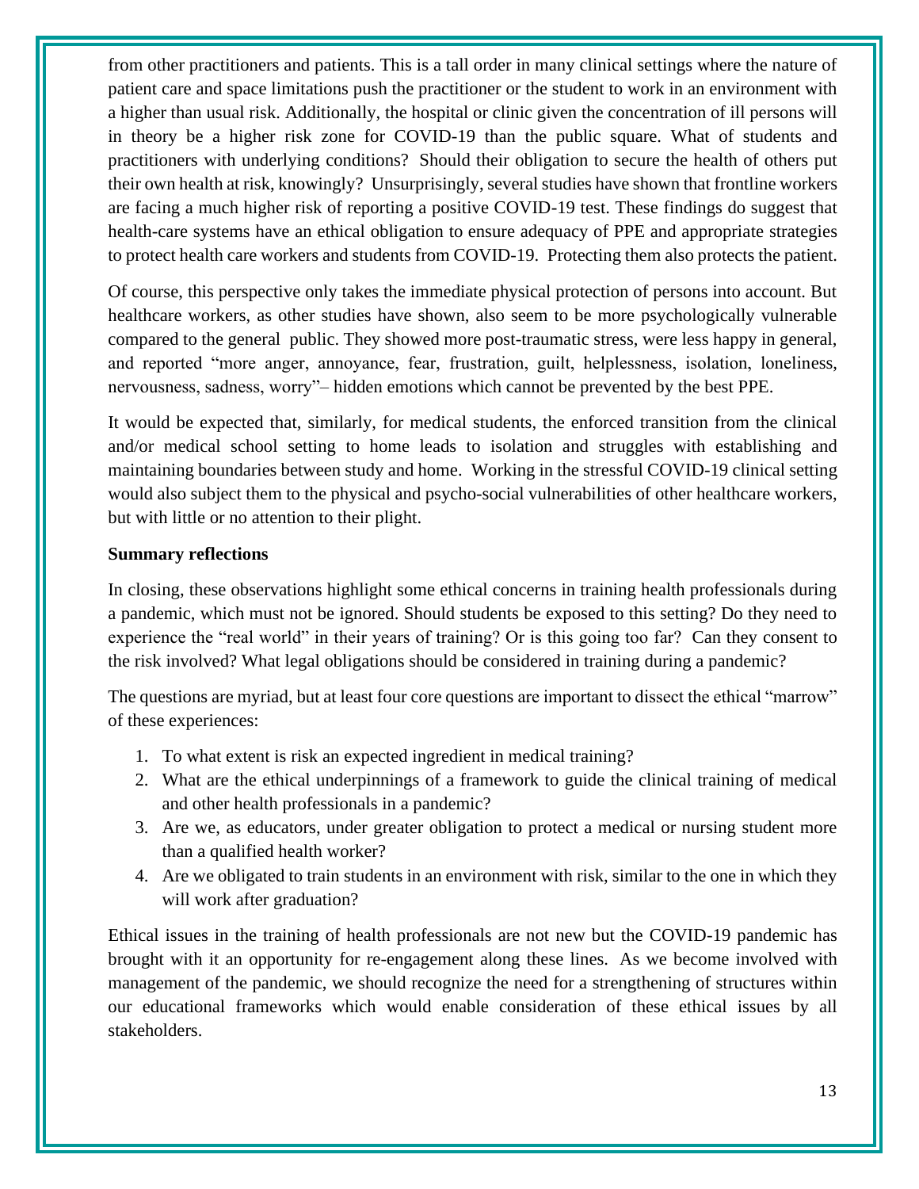from other practitioners and patients. This is a tall order in many clinical settings where the nature of patient care and space limitations push the practitioner or the student to work in an environment with a higher than usual risk. Additionally, the hospital or clinic given the concentration of ill persons will in theory be a higher risk zone for COVID-19 than the public square. What of students and practitioners with underlying conditions? Should their obligation to secure the health of others put their own health at risk, knowingly? Unsurprisingly, several studies have shown that frontline workers are facing a much higher risk of reporting a positive COVID-19 test. These findings do suggest that health-care systems have an ethical obligation to ensure adequacy of PPE and appropriate strategies to protect health care workers and students from COVID-19. Protecting them also protects the patient.

Of course, this perspective only takes the immediate physical protection of persons into account. But healthcare workers, as other studies have shown, also seem to be more psychologically vulnerable compared to the general public. They showed more post-traumatic stress, were less happy in general, and reported "more anger, annoyance, fear, frustration, guilt, helplessness, isolation, loneliness, nervousness, sadness, worry"– hidden emotions which cannot be prevented by the best PPE.

It would be expected that, similarly, for medical students, the enforced transition from the clinical and/or medical school setting to home leads to isolation and struggles with establishing and maintaining boundaries between study and home. Working in the stressful COVID-19 clinical setting would also subject them to the physical and psycho-social vulnerabilities of other healthcare workers, but with little or no attention to their plight.

**Summary reflections**

In closing, these observations highlight some ethical concerns in training health professionals during a pandemic, which must not be ignored. Should students be exposed to this setting? Do they need to experience the "real world" in their years of training? Or is this going too far? Can they consent to the risk involved? What legal obligations should be considered in training during a pandemic?

The questions are myriad, but at least four core questions are important to dissect the ethical "marrow" of these experiences:

1. To what extent is risk an expected ingredient in medical training?
2. What are the ethical underpinnings of a framework to guide the clinical training of medical and other health professionals in a pandemic?
3. Are we, as educators, under greater obligation to protect a medical or nursing student more than a qualified health worker?
4. Are we obligated to train students in an environment with risk, similar to the one in which they will work after graduation?

Ethical issues in the training of health professionals are not new but the COVID-19 pandemic has brought with it an opportunity for re-engagement along these lines. As we become involved with management of the pandemic, we should recognize the need for a strengthening of structures within our educational frameworks which would enable consideration of these ethical issues by all stakeholders.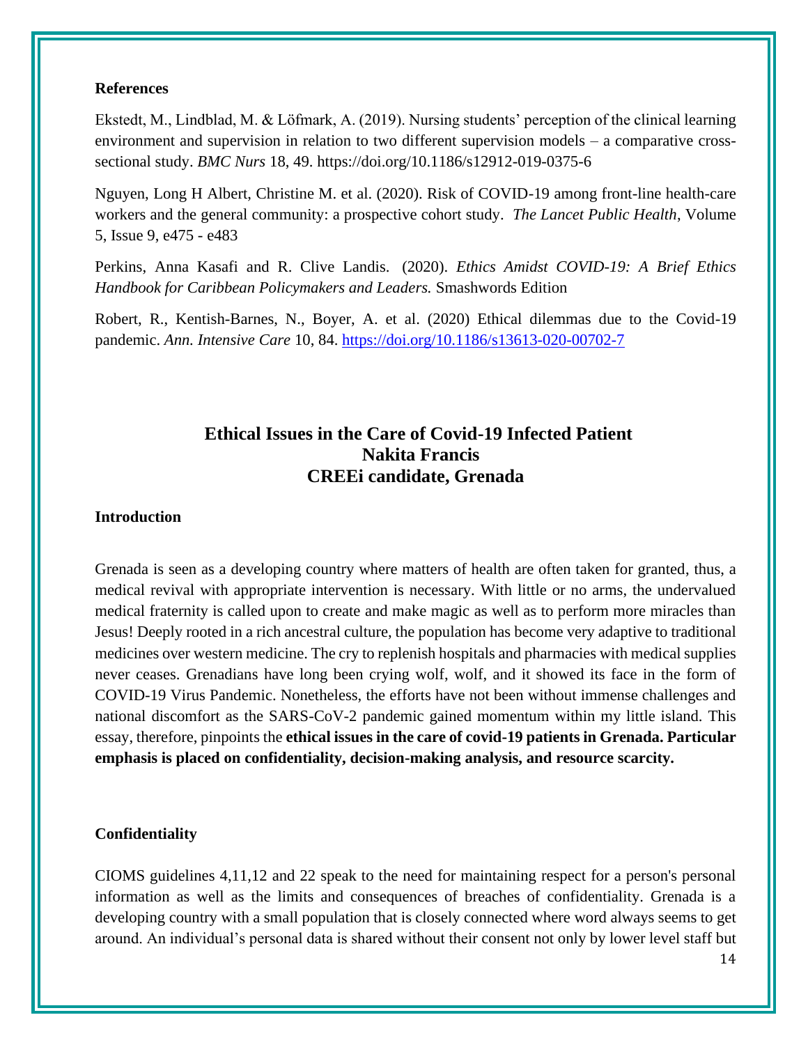**References**

Ekstedt, M., Lindblad, M. & Löfmark, A. (2019). Nursing students' perception of the clinical learning environment and supervision in relation to two different supervision models – a comparative cross-sectional study. *BMC Nurs* 18, 49. https://doi.org/10.1186/s12912-019-0375-6

Nguyen, Long H Albert, Christine M. et al. (2020). Risk of COVID-19 among front-line health-care workers and the general community: a prospective cohort study. *The Lancet Public Health*, Volume 5, Issue 9, e475 - e483

Perkins, Anna Kasafi and R. Clive Landis. (2020). *Ethics Amidst COVID-19: A Brief Ethics Handbook for Caribbean Policymakers and Leaders.* Smashwords Edition

Robert, R., Kentish-Barnes, N., Boyer, A. et al. (2020) Ethical dilemmas due to the Covid-19 pandemic. *Ann. Intensive Care* 10, 84. https://doi.org/10.1186/s13613-020-00702-7

## Ethical Issues in the Care of Covid-19 Infected Patient
**Nakita Francis**
**CREEi candidate, Grenada**

### Introduction

Grenada is seen as a developing country where matters of health are often taken for granted, thus, a medical revival with appropriate intervention is necessary. With little or no arms, the undervalued medical fraternity is called upon to create and make magic as well as to perform more miracles than Jesus! Deeply rooted in a rich ancestral culture, the population has become very adaptive to traditional medicines over western medicine. The cry to replenish hospitals and pharmacies with medical supplies never ceases. Grenadians have long been crying wolf, wolf, and it showed its face in the form of COVID-19 Virus Pandemic. Nonetheless, the efforts have not been without immense challenges and national discomfort as the SARS-CoV-2 pandemic gained momentum within my little island. This essay, therefore, pinpoints the **ethical issues in the care of covid-19 patients in Grenada. Particular emphasis is placed on confidentiality, decision-making analysis, and resource scarcity.**

### Confidentiality

CIOMS guidelines 4,11,12 and 22 speak to the need for maintaining respect for a person's personal information as well as the limits and consequences of breaches of confidentiality. Grenada is a developing country with a small population that is closely connected where word always seems to get around. An individual's personal data is shared without their consent not only by lower level staff but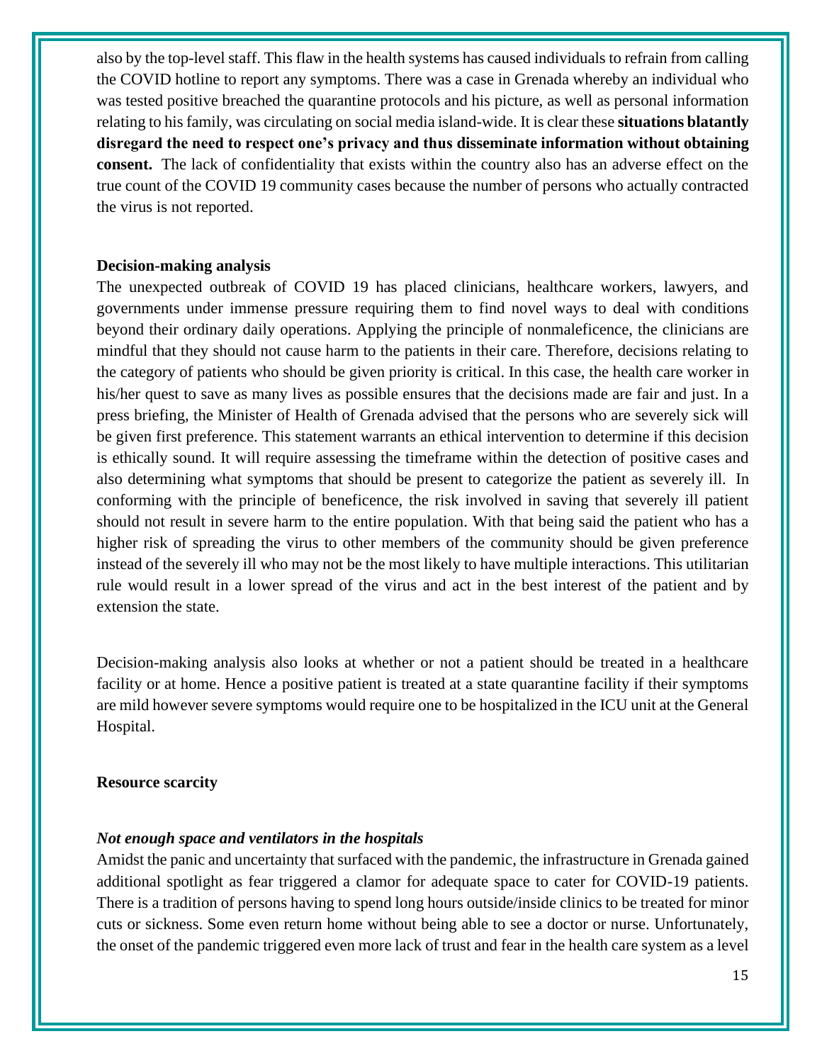also by the top-level staff. This flaw in the health systems has caused individuals to refrain from calling the COVID hotline to report any symptoms. There was a case in Grenada whereby an individual who was tested positive breached the quarantine protocols and his picture, as well as personal information relating to his family, was circulating on social media island-wide. It is clear these **situations blatantly disregard the need to respect one's privacy and thus disseminate information without obtaining consent.** The lack of confidentiality that exists within the country also has an adverse effect on the true count of the COVID 19 community cases because the number of persons who actually contracted the virus is not reported.

**Decision-making analysis**

The unexpected outbreak of COVID 19 has placed clinicians, healthcare workers, lawyers, and governments under immense pressure requiring them to find novel ways to deal with conditions beyond their ordinary daily operations. Applying the principle of nonmaleficence, the clinicians are mindful that they should not cause harm to the patients in their care. Therefore, decisions relating to the category of patients who should be given priority is critical. In this case, the health care worker in his/her quest to save as many lives as possible ensures that the decisions made are fair and just. In a press briefing, the Minister of Health of Grenada advised that the persons who are severely sick will be given first preference. This statement warrants an ethical intervention to determine if this decision is ethically sound. It will require assessing the timeframe within the detection of positive cases and also determining what symptoms that should be present to categorize the patient as severely ill. In conforming with the principle of beneficence, the risk involved in saving that severely ill patient should not result in severe harm to the entire population. With that being said the patient who has a higher risk of spreading the virus to other members of the community should be given preference instead of the severely ill who may not be the most likely to have multiple interactions. This utilitarian rule would result in a lower spread of the virus and act in the best interest of the patient and by extension the state.

Decision-making analysis also looks at whether or not a patient should be treated in a healthcare facility or at home. Hence a positive patient is treated at a state quarantine facility if their symptoms are mild however severe symptoms would require one to be hospitalized in the ICU unit at the General Hospital.

**Resource scarcity**

***Not enough space and ventilators in the hospitals***

Amidst the panic and uncertainty that surfaced with the pandemic, the infrastructure in Grenada gained additional spotlight as fear triggered a clamor for adequate space to cater for COVID-19 patients. There is a tradition of persons having to spend long hours outside/inside clinics to be treated for minor cuts or sickness. Some even return home without being able to see a doctor or nurse. Unfortunately, the onset of the pandemic triggered even more lack of trust and fear in the health care system as a level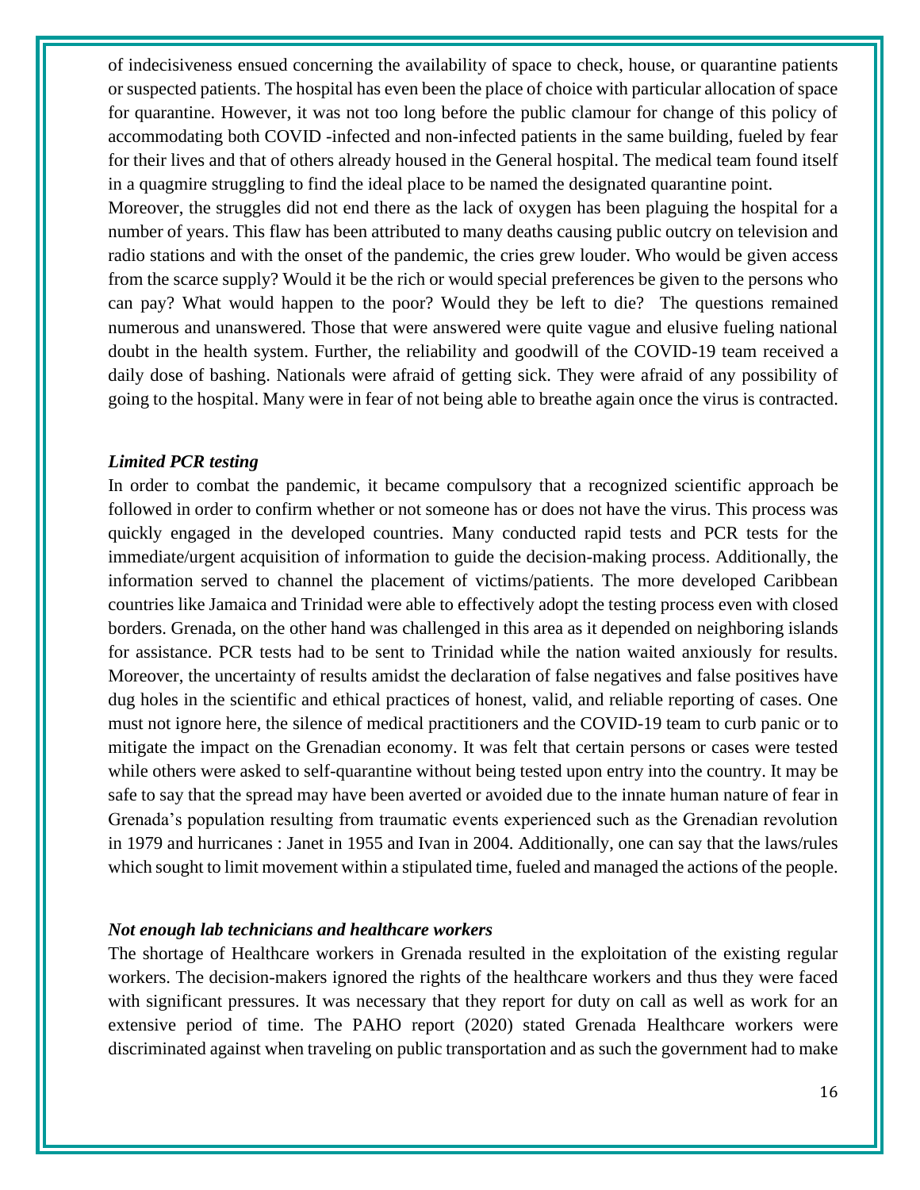of indecisiveness ensued concerning the availability of space to check, house, or quarantine patients or suspected patients. The hospital has even been the place of choice with particular allocation of space for quarantine. However, it was not too long before the public clamour for change of this policy of accommodating both COVID -infected and non-infected patients in the same building, fueled by fear for their lives and that of others already housed in the General hospital. The medical team found itself in a quagmire struggling to find the ideal place to be named the designated quarantine point.

Moreover, the struggles did not end there as the lack of oxygen has been plaguing the hospital for a number of years. This flaw has been attributed to many deaths causing public outcry on television and radio stations and with the onset of the pandemic, the cries grew louder. Who would be given access from the scarce supply? Would it be the rich or would special preferences be given to the persons who can pay? What would happen to the poor? Would they be left to die? The questions remained numerous and unanswered. Those that were answered were quite vague and elusive fueling national doubt in the health system. Further, the reliability and goodwill of the COVID-19 team received a daily dose of bashing. Nationals were afraid of getting sick. They were afraid of any possibility of going to the hospital. Many were in fear of not being able to breathe again once the virus is contracted.

***Limited PCR testing***

In order to combat the pandemic, it became compulsory that a recognized scientific approach be followed in order to confirm whether or not someone has or does not have the virus. This process was quickly engaged in the developed countries. Many conducted rapid tests and PCR tests for the immediate/urgent acquisition of information to guide the decision-making process. Additionally, the information served to channel the placement of victims/patients. The more developed Caribbean countries like Jamaica and Trinidad were able to effectively adopt the testing process even with closed borders. Grenada, on the other hand was challenged in this area as it depended on neighboring islands for assistance. PCR tests had to be sent to Trinidad while the nation waited anxiously for results. Moreover, the uncertainty of results amidst the declaration of false negatives and false positives have dug holes in the scientific and ethical practices of honest, valid, and reliable reporting of cases. One must not ignore here, the silence of medical practitioners and the COVID-19 team to curb panic or to mitigate the impact on the Grenadian economy. It was felt that certain persons or cases were tested while others were asked to self-quarantine without being tested upon entry into the country. It may be safe to say that the spread may have been averted or avoided due to the innate human nature of fear in Grenada's population resulting from traumatic events experienced such as the Grenadian revolution in 1979 and hurricanes : Janet in 1955 and Ivan in 2004. Additionally, one can say that the laws/rules which sought to limit movement within a stipulated time, fueled and managed the actions of the people.

***Not enough lab technicians and healthcare workers***

The shortage of Healthcare workers in Grenada resulted in the exploitation of the existing regular workers. The decision-makers ignored the rights of the healthcare workers and thus they were faced with significant pressures. It was necessary that they report for duty on call as well as work for an extensive period of time. The PAHO report (2020) stated Grenada Healthcare workers were discriminated against when traveling on public transportation and as such the government had to make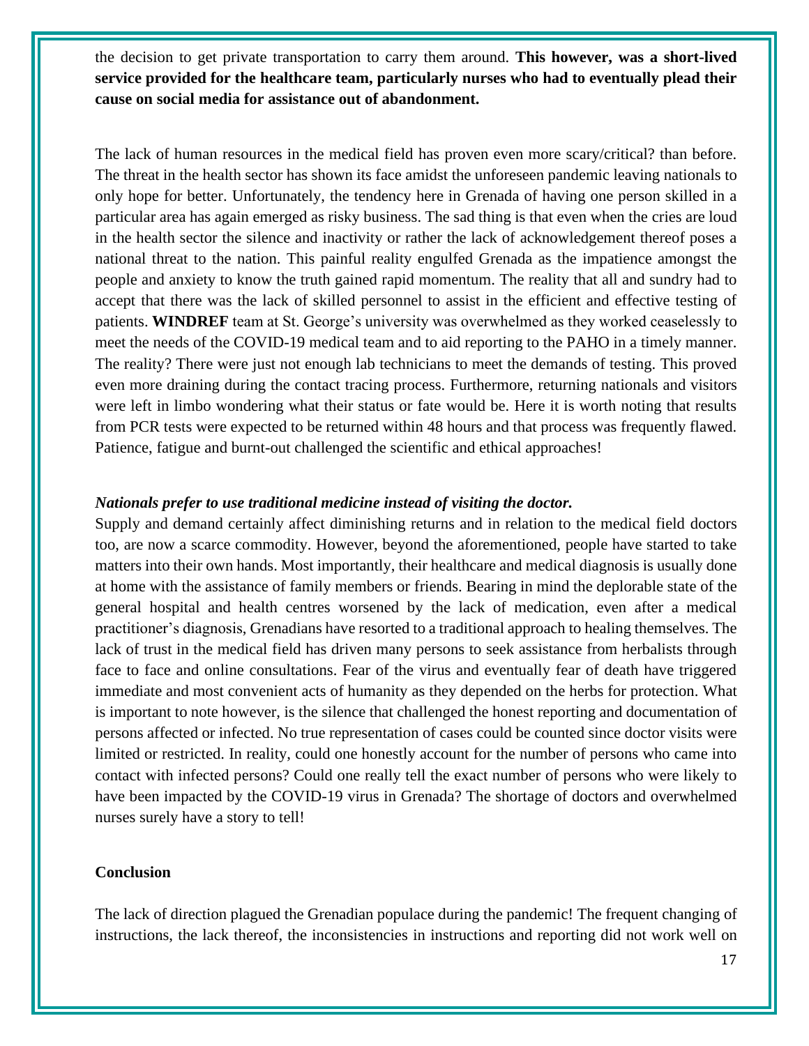the decision to get private transportation to carry them around. **This however, was a short-lived service provided for the healthcare team, particularly nurses who had to eventually plead their cause on social media for assistance out of abandonment.**

The lack of human resources in the medical field has proven even more scary/critical? than before. The threat in the health sector has shown its face amidst the unforeseen pandemic leaving nationals to only hope for better. Unfortunately, the tendency here in Grenada of having one person skilled in a particular area has again emerged as risky business. The sad thing is that even when the cries are loud in the health sector the silence and inactivity or rather the lack of acknowledgement thereof poses a national threat to the nation. This painful reality engulfed Grenada as the impatience amongst the people and anxiety to know the truth gained rapid momentum. The reality that all and sundry had to accept that there was the lack of skilled personnel to assist in the efficient and effective testing of patients. **WINDREF** team at St. George's university was overwhelmed as they worked ceaselessly to meet the needs of the COVID-19 medical team and to aid reporting to the PAHO in a timely manner. The reality? There were just not enough lab technicians to meet the demands of testing. This proved even more draining during the contact tracing process. Furthermore, returning nationals and visitors were left in limbo wondering what their status or fate would be. Here it is worth noting that results from PCR tests were expected to be returned within 48 hours and that process was frequently flawed. Patience, fatigue and burnt-out challenged the scientific and ethical approaches!

***Nationals prefer to use traditional medicine instead of visiting the doctor.***

Supply and demand certainly affect diminishing returns and in relation to the medical field doctors too, are now a scarce commodity. However, beyond the aforementioned, people have started to take matters into their own hands. Most importantly, their healthcare and medical diagnosis is usually done at home with the assistance of family members or friends. Bearing in mind the deplorable state of the general hospital and health centres worsened by the lack of medication, even after a medical practitioner's diagnosis, Grenadians have resorted to a traditional approach to healing themselves. The lack of trust in the medical field has driven many persons to seek assistance from herbalists through face to face and online consultations. Fear of the virus and eventually fear of death have triggered immediate and most convenient acts of humanity as they depended on the herbs for protection. What is important to note however, is the silence that challenged the honest reporting and documentation of persons affected or infected. No true representation of cases could be counted since doctor visits were limited or restricted. In reality, could one honestly account for the number of persons who came into contact with infected persons? Could one really tell the exact number of persons who were likely to have been impacted by the COVID-19 virus in Grenada? The shortage of doctors and overwhelmed nurses surely have a story to tell!

**Conclusion**

The lack of direction plagued the Grenadian populace during the pandemic! The frequent changing of instructions, the lack thereof, the inconsistencies in instructions and reporting did not work well on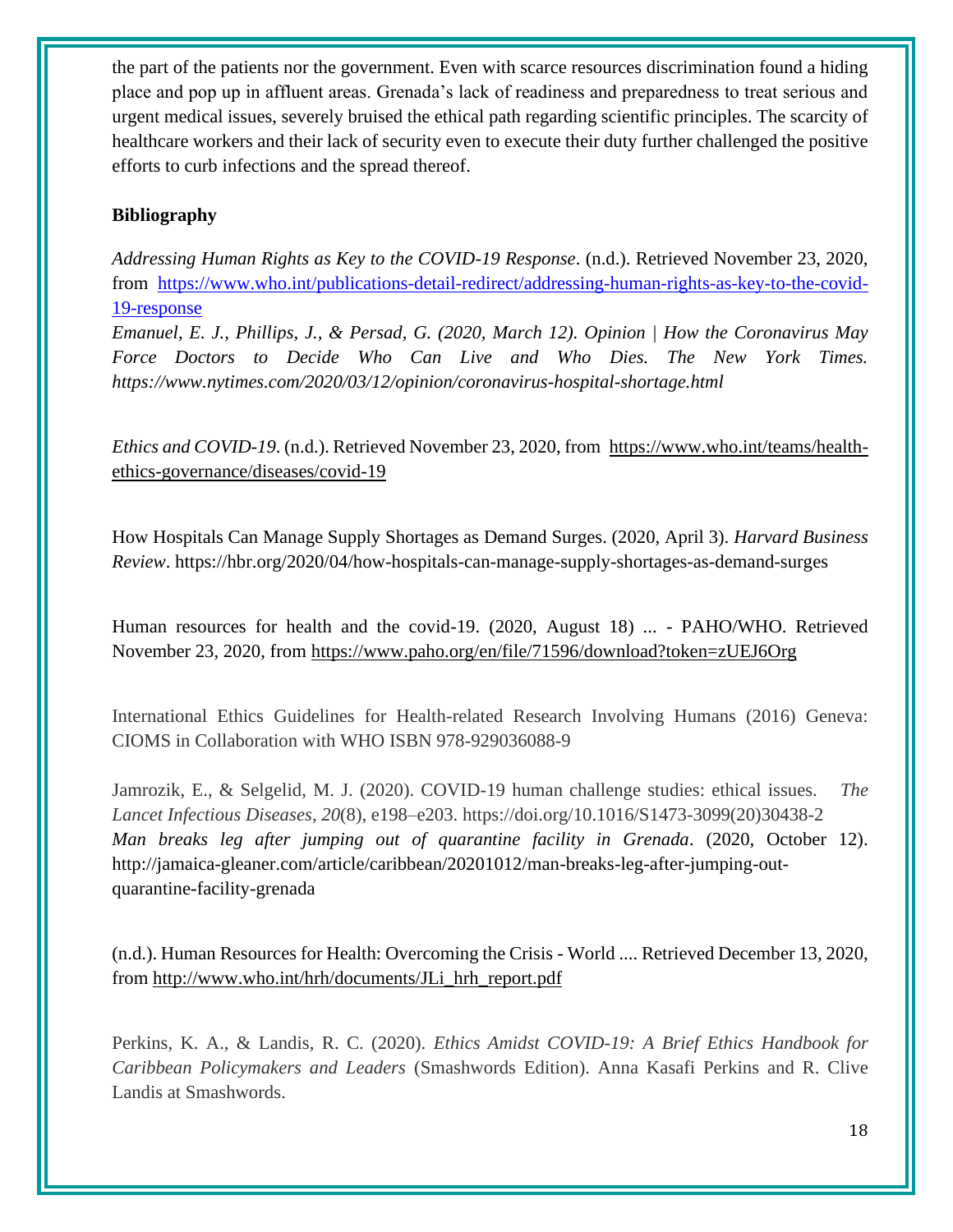the part of the patients nor the government. Even with scarce resources discrimination found a hiding place and pop up in affluent areas. Grenada's lack of readiness and preparedness to treat serious and urgent medical issues, severely bruised the ethical path regarding scientific principles. The scarcity of healthcare workers and their lack of security even to execute their duty further challenged the positive efforts to curb infections and the spread thereof.

**Bibliography**

*Addressing Human Rights as Key to the COVID-19 Response*. (n.d.). Retrieved November 23, 2020, from https://www.who.int/publications-detail-redirect/addressing-human-rights-as-key-to-the-covid-19-response

*Emanuel, E. J., Phillips, J., & Persad, G. (2020, March 12). Opinion | How the Coronavirus May Force Doctors to Decide Who Can Live and Who Dies. The New York Times. https://www.nytimes.com/2020/03/12/opinion/coronavirus-hospital-shortage.html*

*Ethics and COVID-19*. (n.d.). Retrieved November 23, 2020, from https://www.who.int/teams/health-ethics-governance/diseases/covid-19

How Hospitals Can Manage Supply Shortages as Demand Surges. (2020, April 3). *Harvard Business Review*. https://hbr.org/2020/04/how-hospitals-can-manage-supply-shortages-as-demand-surges

Human resources for health and the covid-19. (2020, August 18) ... - PAHO/WHO. Retrieved November 23, 2020, from https://www.paho.org/en/file/71596/download?token=zUEJ6Org

International Ethics Guidelines for Health-related Research Involving Humans (2016) Geneva: CIOMS in Collaboration with WHO ISBN 978-929036088-9

Jamrozik, E., & Selgelid, M. J. (2020). COVID-19 human challenge studies: ethical issues. *The Lancet Infectious Diseases*, *20*(8), e198–e203. https://doi.org/10.1016/S1473-3099(20)30438-2

*Man breaks leg after jumping out of quarantine facility in Grenada*. (2020, October 12). http://jamaica-gleaner.com/article/caribbean/20201012/man-breaks-leg-after-jumping-out-quarantine-facility-grenada

(n.d.). Human Resources for Health: Overcoming the Crisis - World .... Retrieved December 13, 2020, from http://www.who.int/hrh/documents/JLi_hrh_report.pdf

Perkins, K. A., & Landis, R. C. (2020). *Ethics Amidst COVID-19: A Brief Ethics Handbook for Caribbean Policymakers and Leaders* (Smashwords Edition). Anna Kasafi Perkins and R. Clive Landis at Smashwords.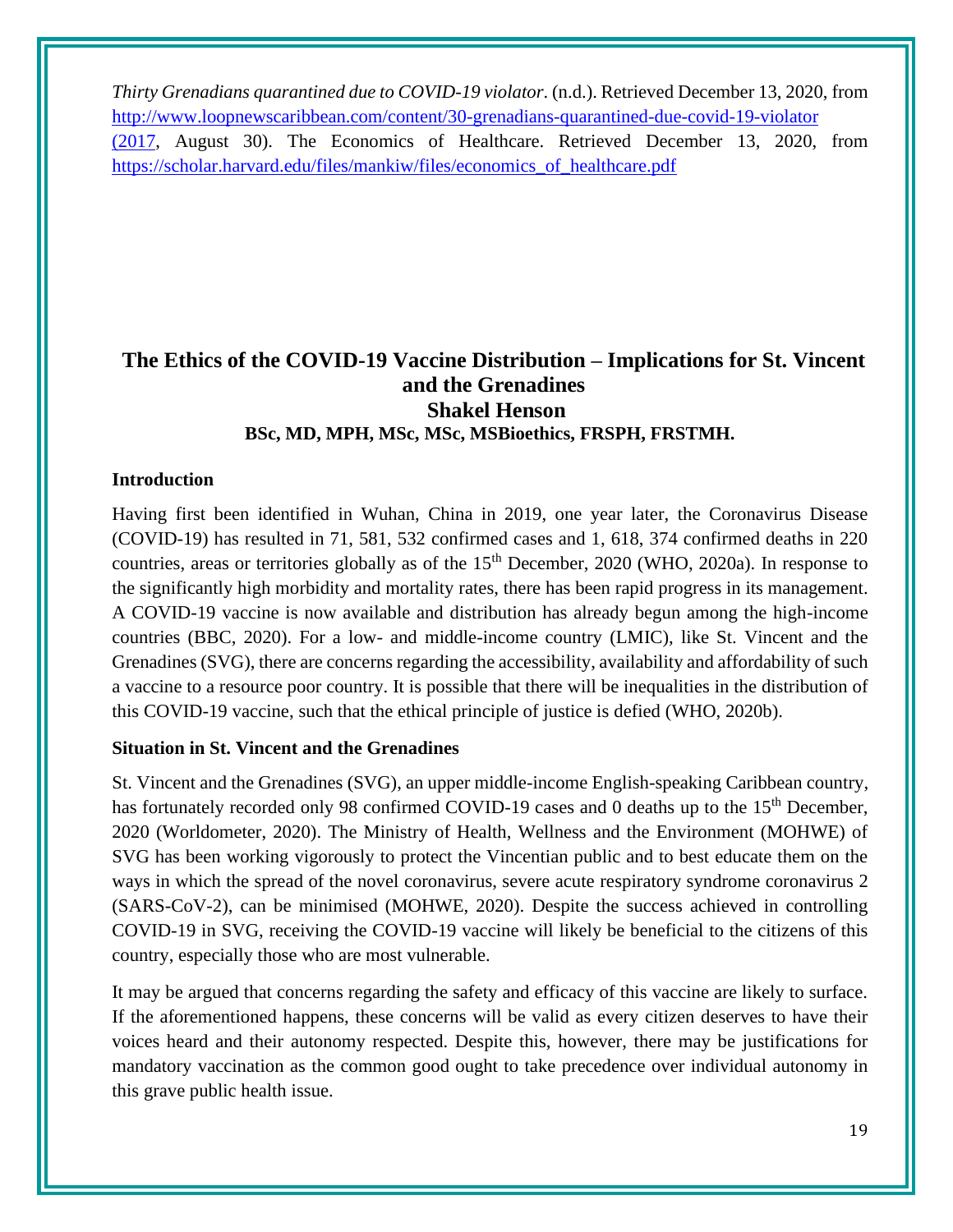*Thirty Grenadians quarantined due to COVID-19 violator*. (n.d.). Retrieved December 13, 2020, from http://www.loopnewscaribbean.com/content/30-grenadians-quarantined-due-covid-19-violator (2017, August 30). The Economics of Healthcare. Retrieved December 13, 2020, from https://scholar.harvard.edu/files/mankiw/files/economics_of_healthcare.pdf

# The Ethics of the COVID-19 Vaccine Distribution – Implications for St. Vincent and the Grenadines

## Shakel Henson

**BSc, MD, MPH, MSc, MSc, MSBioethics, FRSPH, FRSTMH.**

### Introduction

Having first been identified in Wuhan, China in 2019, one year later, the Coronavirus Disease (COVID-19) has resulted in 71, 581, 532 confirmed cases and 1, 618, 374 confirmed deaths in 220 countries, areas or territories globally as of the 15th December, 2020 (WHO, 2020a). In response to the significantly high morbidity and mortality rates, there has been rapid progress in its management. A COVID-19 vaccine is now available and distribution has already begun among the high-income countries (BBC, 2020). For a low- and middle-income country (LMIC), like St. Vincent and the Grenadines (SVG), there are concerns regarding the accessibility, availability and affordability of such a vaccine to a resource poor country. It is possible that there will be inequalities in the distribution of this COVID-19 vaccine, such that the ethical principle of justice is defied (WHO, 2020b).

### Situation in St. Vincent and the Grenadines

St. Vincent and the Grenadines (SVG), an upper middle-income English-speaking Caribbean country, has fortunately recorded only 98 confirmed COVID-19 cases and 0 deaths up to the 15th December, 2020 (Worldometer, 2020). The Ministry of Health, Wellness and the Environment (MOHWE) of SVG has been working vigorously to protect the Vincentian public and to best educate them on the ways in which the spread of the novel coronavirus, severe acute respiratory syndrome coronavirus 2 (SARS-CoV-2), can be minimised (MOHWE, 2020). Despite the success achieved in controlling COVID-19 in SVG, receiving the COVID-19 vaccine will likely be beneficial to the citizens of this country, especially those who are most vulnerable.

It may be argued that concerns regarding the safety and efficacy of this vaccine are likely to surface. If the aforementioned happens, these concerns will be valid as every citizen deserves to have their voices heard and their autonomy respected. Despite this, however, there may be justifications for mandatory vaccination as the common good ought to take precedence over individual autonomy in this grave public health issue.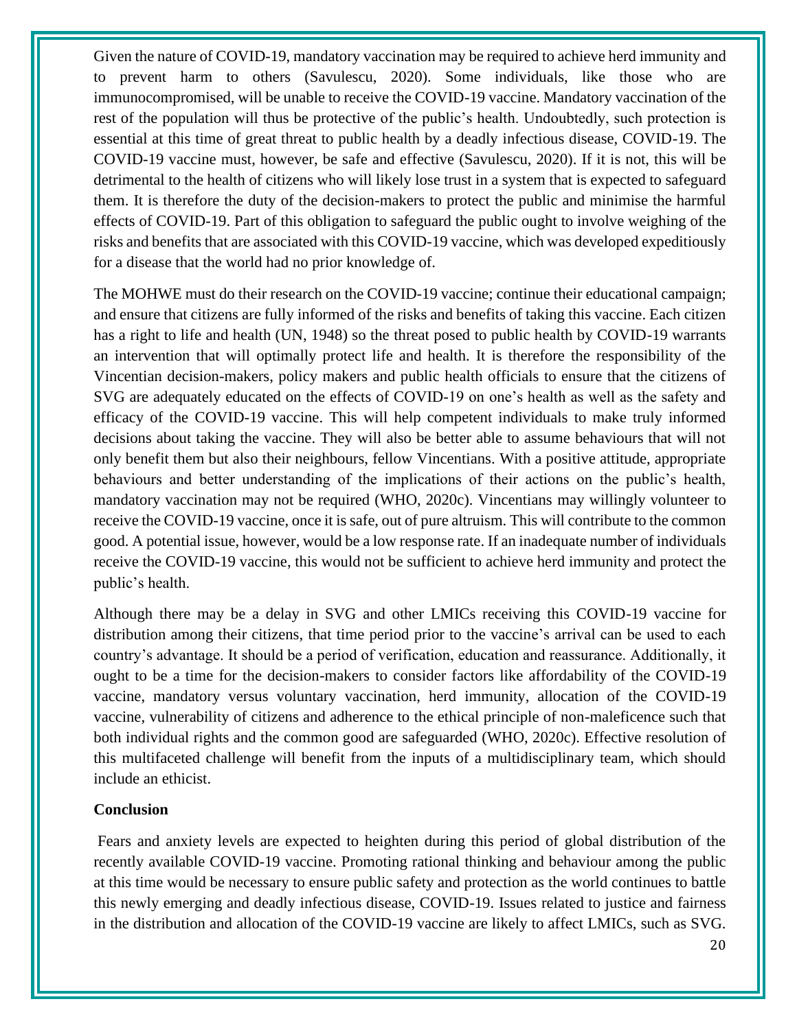Given the nature of COVID-19, mandatory vaccination may be required to achieve herd immunity and to prevent harm to others (Savulescu, 2020). Some individuals, like those who are immunocompromised, will be unable to receive the COVID-19 vaccine. Mandatory vaccination of the rest of the population will thus be protective of the public's health. Undoubtedly, such protection is essential at this time of great threat to public health by a deadly infectious disease, COVID-19. The COVID-19 vaccine must, however, be safe and effective (Savulescu, 2020). If it is not, this will be detrimental to the health of citizens who will likely lose trust in a system that is expected to safeguard them. It is therefore the duty of the decision-makers to protect the public and minimise the harmful effects of COVID-19. Part of this obligation to safeguard the public ought to involve weighing of the risks and benefits that are associated with this COVID-19 vaccine, which was developed expeditiously for a disease that the world had no prior knowledge of.

The MOHWE must do their research on the COVID-19 vaccine; continue their educational campaign; and ensure that citizens are fully informed of the risks and benefits of taking this vaccine. Each citizen has a right to life and health (UN, 1948) so the threat posed to public health by COVID-19 warrants an intervention that will optimally protect life and health. It is therefore the responsibility of the Vincentian decision-makers, policy makers and public health officials to ensure that the citizens of SVG are adequately educated on the effects of COVID-19 on one's health as well as the safety and efficacy of the COVID-19 vaccine. This will help competent individuals to make truly informed decisions about taking the vaccine. They will also be better able to assume behaviours that will not only benefit them but also their neighbours, fellow Vincentians. With a positive attitude, appropriate behaviours and better understanding of the implications of their actions on the public's health, mandatory vaccination may not be required (WHO, 2020c). Vincentians may willingly volunteer to receive the COVID-19 vaccine, once it is safe, out of pure altruism. This will contribute to the common good. A potential issue, however, would be a low response rate. If an inadequate number of individuals receive the COVID-19 vaccine, this would not be sufficient to achieve herd immunity and protect the public's health.

Although there may be a delay in SVG and other LMICs receiving this COVID-19 vaccine for distribution among their citizens, that time period prior to the vaccine's arrival can be used to each country's advantage. It should be a period of verification, education and reassurance. Additionally, it ought to be a time for the decision-makers to consider factors like affordability of the COVID-19 vaccine, mandatory versus voluntary vaccination, herd immunity, allocation of the COVID-19 vaccine, vulnerability of citizens and adherence to the ethical principle of non-maleficence such that both individual rights and the common good are safeguarded (WHO, 2020c). Effective resolution of this multifaceted challenge will benefit from the inputs of a multidisciplinary team, which should include an ethicist.

**Conclusion**

Fears and anxiety levels are expected to heighten during this period of global distribution of the recently available COVID-19 vaccine. Promoting rational thinking and behaviour among the public at this time would be necessary to ensure public safety and protection as the world continues to battle this newly emerging and deadly infectious disease, COVID-19. Issues related to justice and fairness in the distribution and allocation of the COVID-19 vaccine are likely to affect LMICs, such as SVG.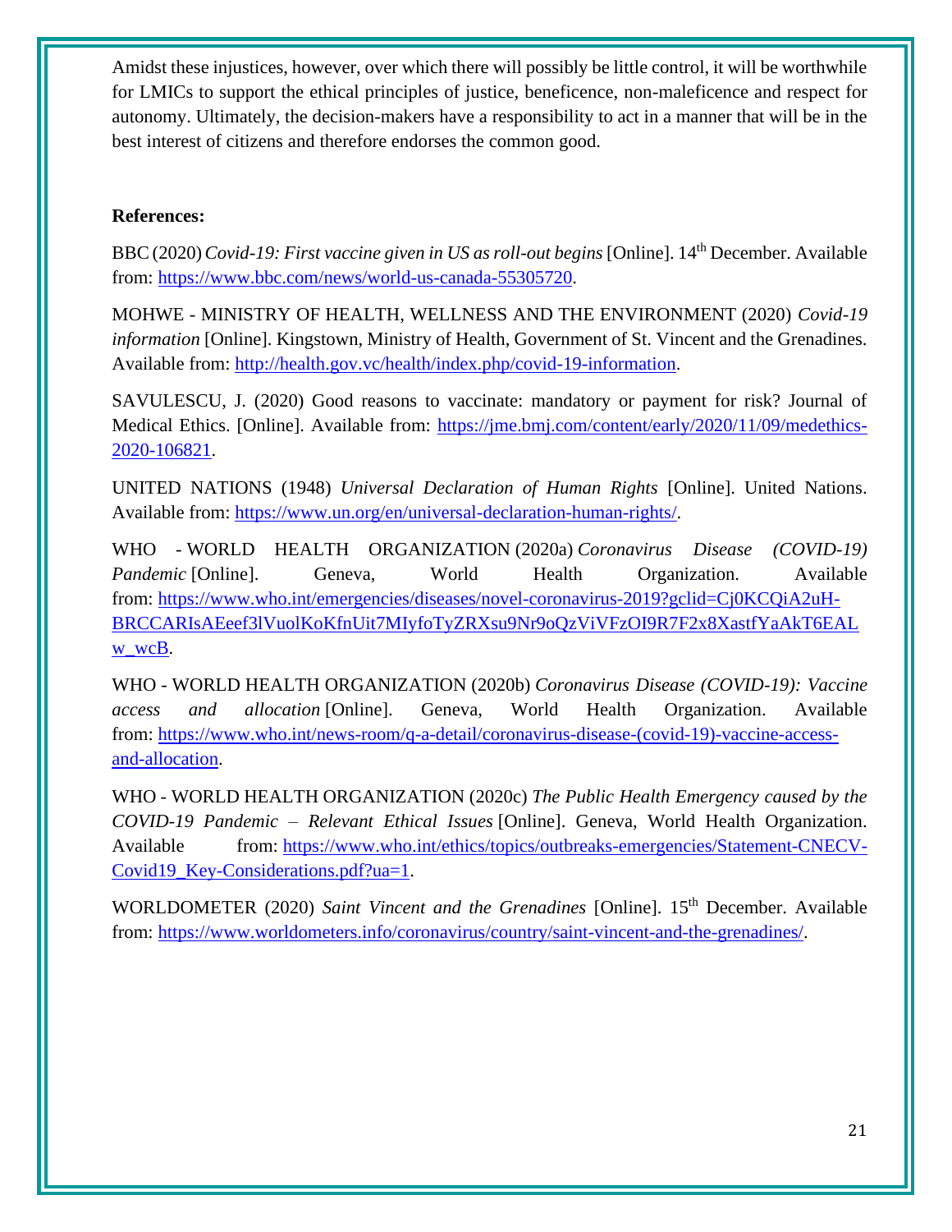Amidst these injustices, however, over which there will possibly be little control, it will be worthwhile for LMICs to support the ethical principles of justice, beneficence, non-maleficence and respect for autonomy. Ultimately, the decision-makers have a responsibility to act in a manner that will be in the best interest of citizens and therefore endorses the common good.

**References:**

BBC (2020) *Covid-19: First vaccine given in US as roll-out begins* [Online]. 14th December. Available from: https://www.bbc.com/news/world-us-canada-55305720.

MOHWE - MINISTRY OF HEALTH, WELLNESS AND THE ENVIRONMENT (2020) *Covid-19 information* [Online]. Kingstown, Ministry of Health, Government of St. Vincent and the Grenadines. Available from: http://health.gov.vc/health/index.php/covid-19-information.

SAVULESCU, J. (2020) Good reasons to vaccinate: mandatory or payment for risk? Journal of Medical Ethics. [Online]. Available from: https://jme.bmj.com/content/early/2020/11/09/medethics-2020-106821.

UNITED NATIONS (1948) *Universal Declaration of Human Rights* [Online]. United Nations. Available from: https://www.un.org/en/universal-declaration-human-rights/.

WHO - WORLD HEALTH ORGANIZATION (2020a) *Coronavirus Disease (COVID-19) Pandemic* [Online]. Geneva, World Health Organization. Available from: https://www.who.int/emergencies/diseases/novel-coronavirus-2019?gclid=Cj0KCQiA2uH-BRCCARIsAEeef3lVuolKoKfnUit7MIyfoTyZRXsu9Nr9oQzViVFzOI9R7F2x8XastfYaAkT6EALw_wcB.

WHO - WORLD HEALTH ORGANIZATION (2020b) *Coronavirus Disease (COVID-19): Vaccine access and allocation* [Online]. Geneva, World Health Organization. Available from: https://www.who.int/news-room/q-a-detail/coronavirus-disease-(covid-19)-vaccine-access-and-allocation.

WHO - WORLD HEALTH ORGANIZATION (2020c) *The Public Health Emergency caused by the COVID-19 Pandemic – Relevant Ethical Issues* [Online]. Geneva, World Health Organization. Available from: https://www.who.int/ethics/topics/outbreaks-emergencies/Statement-CNECV-Covid19_Key-Considerations.pdf?ua=1.

WORLDOMETER (2020) *Saint Vincent and the Grenadines* [Online]. 15th December. Available from: https://www.worldometers.info/coronavirus/country/saint-vincent-and-the-grenadines/.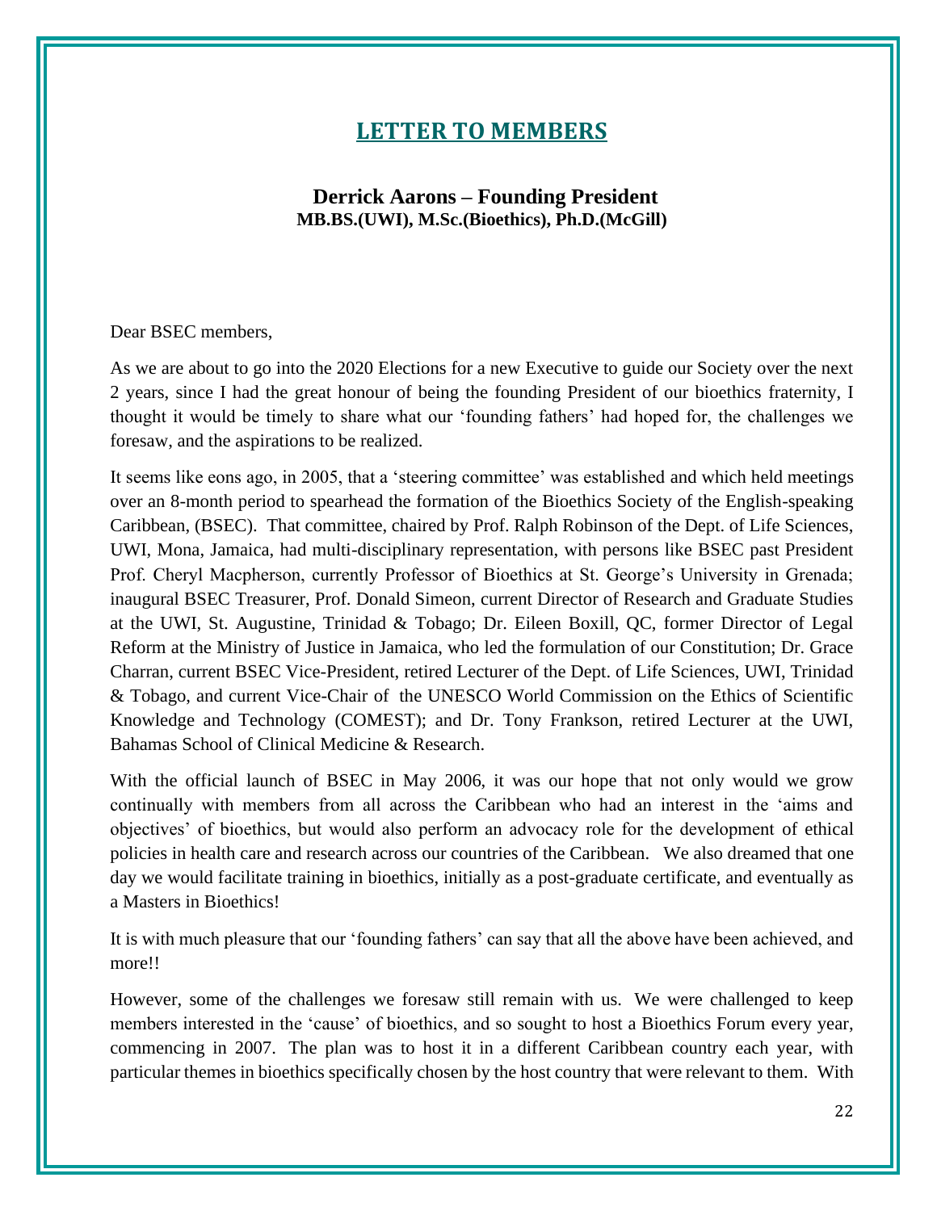# LETTER TO MEMBERS

**Derrick Aarons – Founding President**
**MB.BS.(UWI), M.Sc.(Bioethics), Ph.D.(McGill)**

Dear BSEC members,

As we are about to go into the 2020 Elections for a new Executive to guide our Society over the next 2 years, since I had the great honour of being the founding President of our bioethics fraternity, I thought it would be timely to share what our 'founding fathers' had hoped for, the challenges we foresaw, and the aspirations to be realized.

It seems like eons ago, in 2005, that a 'steering committee' was established and which held meetings over an 8-month period to spearhead the formation of the Bioethics Society of the English-speaking Caribbean, (BSEC). That committee, chaired by Prof. Ralph Robinson of the Dept. of Life Sciences, UWI, Mona, Jamaica, had multi-disciplinary representation, with persons like BSEC past President Prof. Cheryl Macpherson, currently Professor of Bioethics at St. George's University in Grenada; inaugural BSEC Treasurer, Prof. Donald Simeon, current Director of Research and Graduate Studies at the UWI, St. Augustine, Trinidad & Tobago; Dr. Eileen Boxill, QC, former Director of Legal Reform at the Ministry of Justice in Jamaica, who led the formulation of our Constitution; Dr. Grace Charran, current BSEC Vice-President, retired Lecturer of the Dept. of Life Sciences, UWI, Trinidad & Tobago, and current Vice-Chair of the UNESCO World Commission on the Ethics of Scientific Knowledge and Technology (COMEST); and Dr. Tony Frankson, retired Lecturer at the UWI, Bahamas School of Clinical Medicine & Research.

With the official launch of BSEC in May 2006, it was our hope that not only would we grow continually with members from all across the Caribbean who had an interest in the 'aims and objectives' of bioethics, but would also perform an advocacy role for the development of ethical policies in health care and research across our countries of the Caribbean. We also dreamed that one day we would facilitate training in bioethics, initially as a post-graduate certificate, and eventually as a Masters in Bioethics!

It is with much pleasure that our 'founding fathers' can say that all the above have been achieved, and more!!

However, some of the challenges we foresaw still remain with us. We were challenged to keep members interested in the 'cause' of bioethics, and so sought to host a Bioethics Forum every year, commencing in 2007. The plan was to host it in a different Caribbean country each year, with particular themes in bioethics specifically chosen by the host country that were relevant to them. With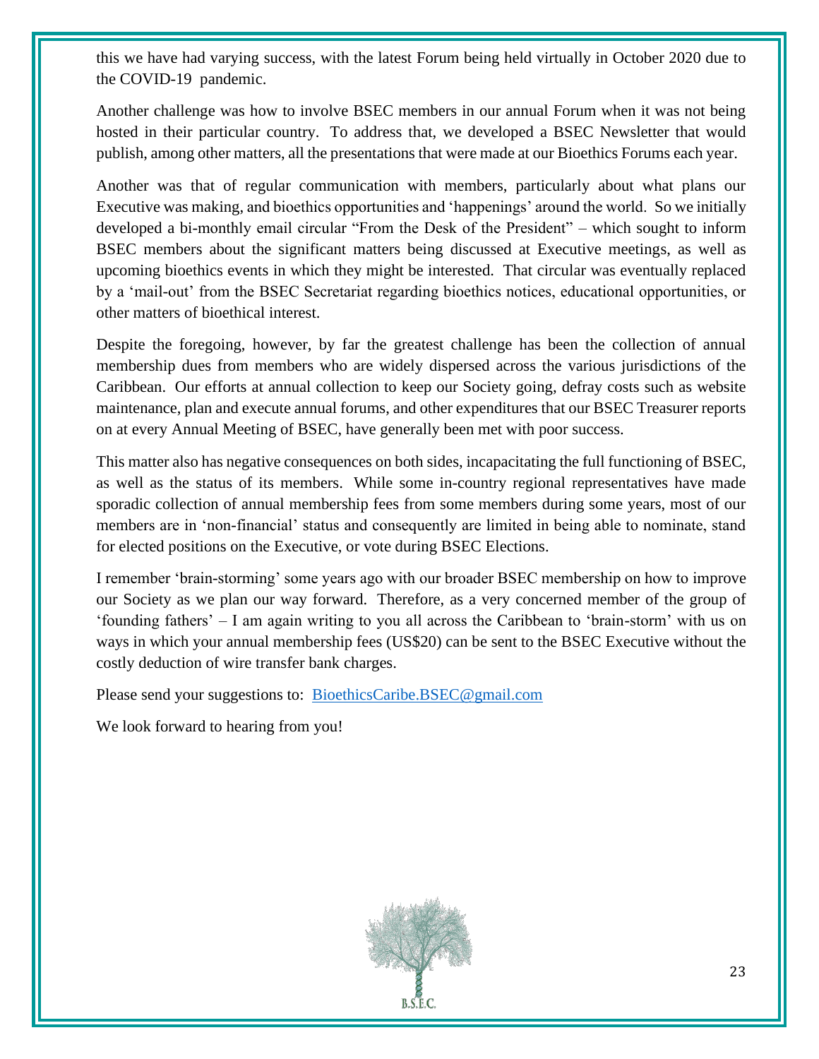this we have had varying success, with the latest Forum being held virtually in October 2020 due to the COVID-19 pandemic.

Another challenge was how to involve BSEC members in our annual Forum when it was not being hosted in their particular country. To address that, we developed a BSEC Newsletter that would publish, among other matters, all the presentations that were made at our Bioethics Forums each year.

Another was that of regular communication with members, particularly about what plans our Executive was making, and bioethics opportunities and 'happenings' around the world. So we initially developed a bi-monthly email circular "From the Desk of the President" – which sought to inform BSEC members about the significant matters being discussed at Executive meetings, as well as upcoming bioethics events in which they might be interested. That circular was eventually replaced by a 'mail-out' from the BSEC Secretariat regarding bioethics notices, educational opportunities, or other matters of bioethical interest.

Despite the foregoing, however, by far the greatest challenge has been the collection of annual membership dues from members who are widely dispersed across the various jurisdictions of the Caribbean. Our efforts at annual collection to keep our Society going, defray costs such as website maintenance, plan and execute annual forums, and other expenditures that our BSEC Treasurer reports on at every Annual Meeting of BSEC, have generally been met with poor success.

This matter also has negative consequences on both sides, incapacitating the full functioning of BSEC, as well as the status of its members. While some in-country regional representatives have made sporadic collection of annual membership fees from some members during some years, most of our members are in 'non-financial' status and consequently are limited in being able to nominate, stand for elected positions on the Executive, or vote during BSEC Elections.

I remember 'brain-storming' some years ago with our broader BSEC membership on how to improve our Society as we plan our way forward. Therefore, as a very concerned member of the group of 'founding fathers' – I am again writing to you all across the Caribbean to 'brain-storm' with us on ways in which your annual membership fees (US$20) can be sent to the BSEC Executive without the costly deduction of wire transfer bank charges.

Please send your suggestions to: BioethicsCaribe.BSEC@gmail.com

We look forward to hearing from you!

B.S.E.C.